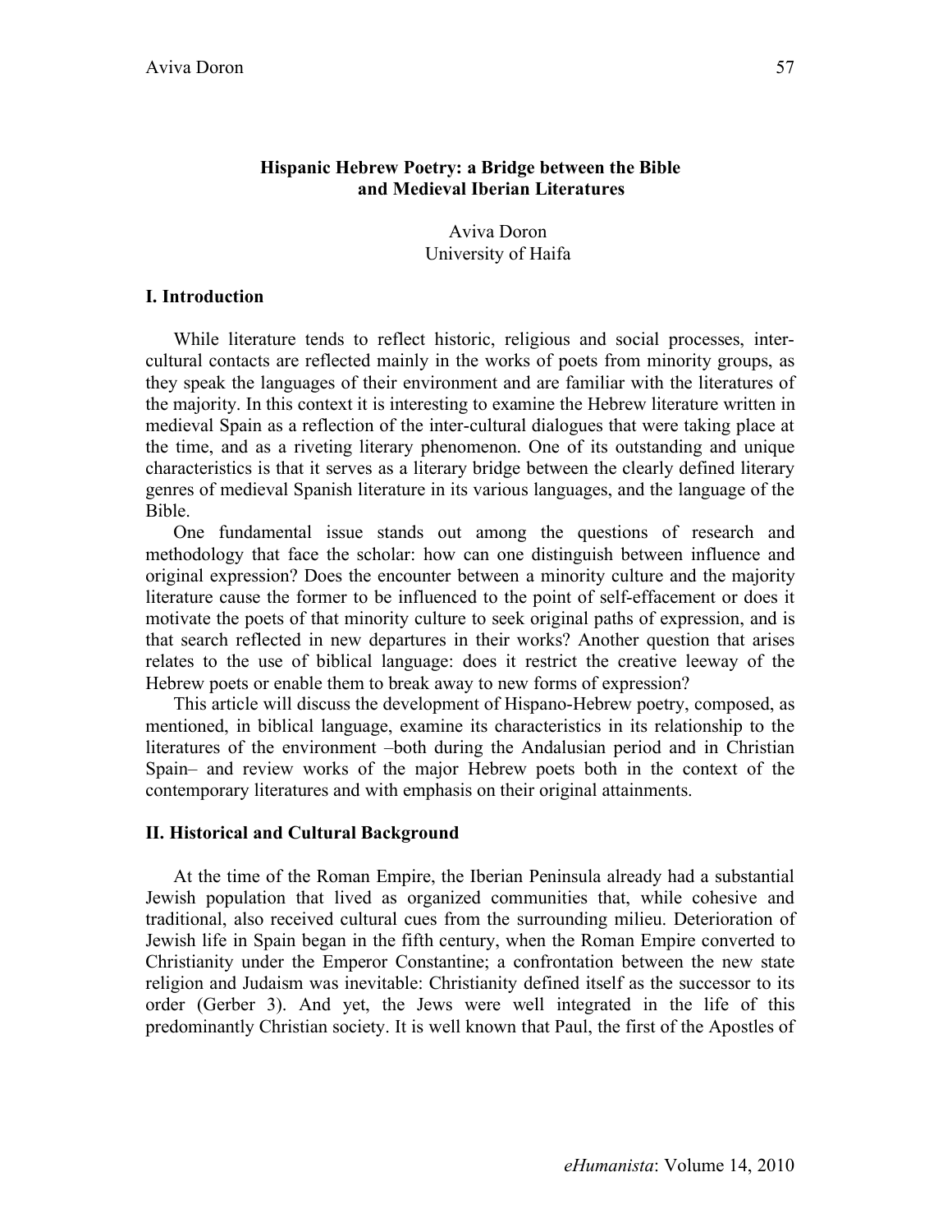# Hispanic Hebrew Poetry: a Bridge between the Bible and Medieval Iberian Literatures

Aviva Doron
University of Haifa

## I. Introduction

While literature tends to reflect historic, religious and social processes, inter-cultural contacts are reflected mainly in the works of poets from minority groups, as they speak the languages of their environment and are familiar with the literatures of the majority. In this context it is interesting to examine the Hebrew literature written in medieval Spain as a reflection of the inter-cultural dialogues that were taking place at the time, and as a riveting literary phenomenon. One of its outstanding and unique characteristics is that it serves as a literary bridge between the clearly defined literary genres of medieval Spanish literature in its various languages, and the language of the Bible.

One fundamental issue stands out among the questions of research and methodology that face the scholar: how can one distinguish between influence and original expression? Does the encounter between a minority culture and the majority literature cause the former to be influenced to the point of self-effacement or does it motivate the poets of that minority culture to seek original paths of expression, and is that search reflected in new departures in their works? Another question that arises relates to the use of biblical language: does it restrict the creative leeway of the Hebrew poets or enable them to break away to new forms of expression?

This article will discuss the development of Hispano-Hebrew poetry, composed, as mentioned, in biblical language, examine its characteristics in its relationship to the literatures of the environment –both during the Andalusian period and in Christian Spain– and review works of the major Hebrew poets both in the context of the contemporary literatures and with emphasis on their original attainments.

## II. Historical and Cultural Background

At the time of the Roman Empire, the Iberian Peninsula already had a substantial Jewish population that lived as organized communities that, while cohesive and traditional, also received cultural cues from the surrounding milieu. Deterioration of Jewish life in Spain began in the fifth century, when the Roman Empire converted to Christianity under the Emperor Constantine; a confrontation between the new state religion and Judaism was inevitable: Christianity defined itself as the successor to its order (Gerber 3). And yet, the Jews were well integrated in the life of this predominantly Christian society. It is well known that Paul, the first of the Apostles of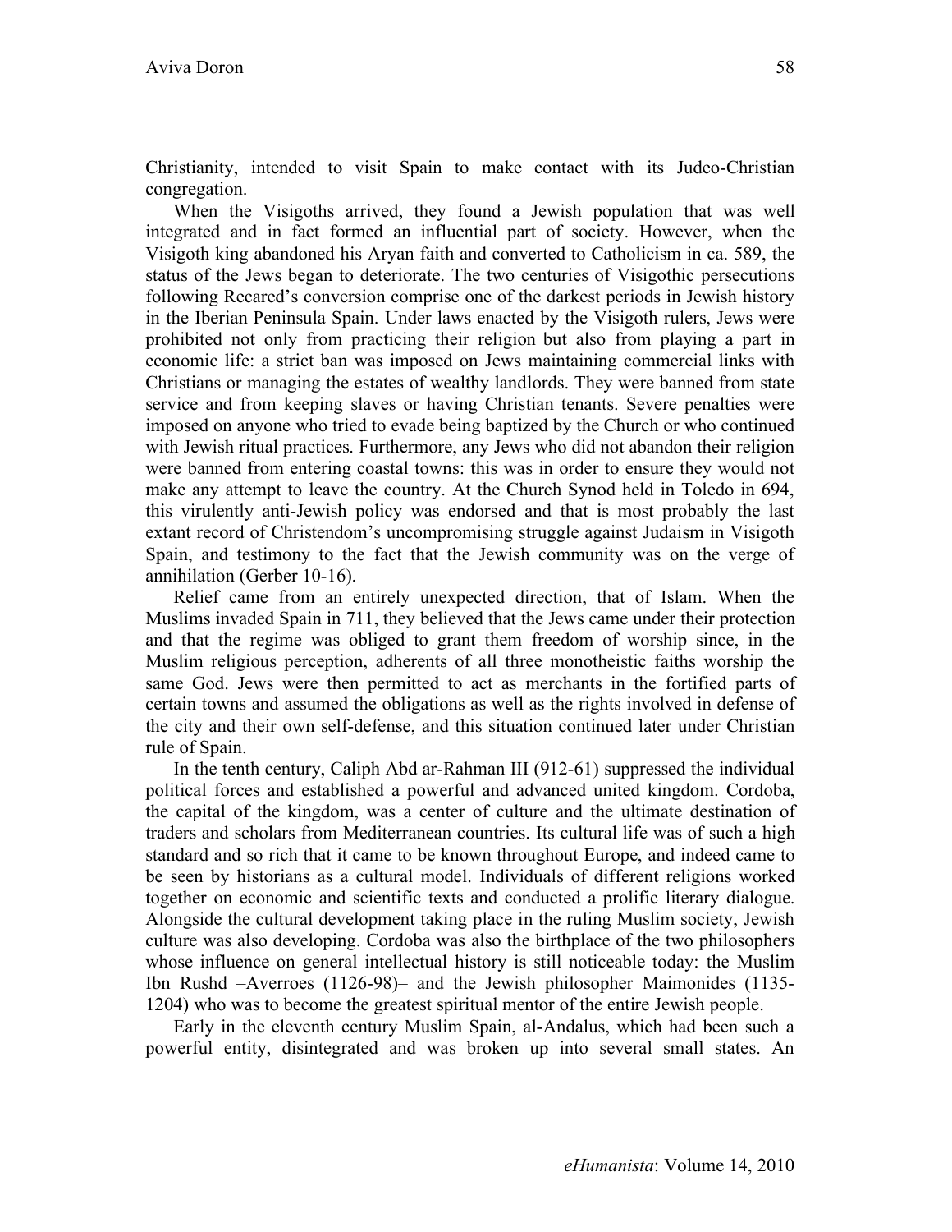Christianity, intended to visit Spain to make contact with its Judeo-Christian congregation.

When the Visigoths arrived, they found a Jewish population that was well integrated and in fact formed an influential part of society. However, when the Visigoth king abandoned his Aryan faith and converted to Catholicism in ca. 589, the status of the Jews began to deteriorate. The two centuries of Visigothic persecutions following Recared's conversion comprise one of the darkest periods in Jewish history in the Iberian Peninsula Spain. Under laws enacted by the Visigoth rulers, Jews were prohibited not only from practicing their religion but also from playing a part in economic life: a strict ban was imposed on Jews maintaining commercial links with Christians or managing the estates of wealthy landlords. They were banned from state service and from keeping slaves or having Christian tenants. Severe penalties were imposed on anyone who tried to evade being baptized by the Church or who continued with Jewish ritual practices. Furthermore, any Jews who did not abandon their religion were banned from entering coastal towns: this was in order to ensure they would not make any attempt to leave the country. At the Church Synod held in Toledo in 694, this virulently anti-Jewish policy was endorsed and that is most probably the last extant record of Christendom's uncompromising struggle against Judaism in Visigoth Spain, and testimony to the fact that the Jewish community was on the verge of annihilation (Gerber 10-16).

Relief came from an entirely unexpected direction, that of Islam. When the Muslims invaded Spain in 711, they believed that the Jews came under their protection and that the regime was obliged to grant them freedom of worship since, in the Muslim religious perception, adherents of all three monotheistic faiths worship the same God. Jews were then permitted to act as merchants in the fortified parts of certain towns and assumed the obligations as well as the rights involved in defense of the city and their own self-defense, and this situation continued later under Christian rule of Spain.

In the tenth century, Caliph Abd ar-Rahman III (912-61) suppressed the individual political forces and established a powerful and advanced united kingdom. Cordoba, the capital of the kingdom, was a center of culture and the ultimate destination of traders and scholars from Mediterranean countries. Its cultural life was of such a high standard and so rich that it came to be known throughout Europe, and indeed came to be seen by historians as a cultural model. Individuals of different religions worked together on economic and scientific texts and conducted a prolific literary dialogue. Alongside the cultural development taking place in the ruling Muslim society, Jewish culture was also developing. Cordoba was also the birthplace of the two philosophers whose influence on general intellectual history is still noticeable today: the Muslim Ibn Rushd –Averroes (1126-98)– and the Jewish philosopher Maimonides (1135-1204) who was to become the greatest spiritual mentor of the entire Jewish people.

Early in the eleventh century Muslim Spain, al-Andalus, which had been such a powerful entity, disintegrated and was broken up into several small states. An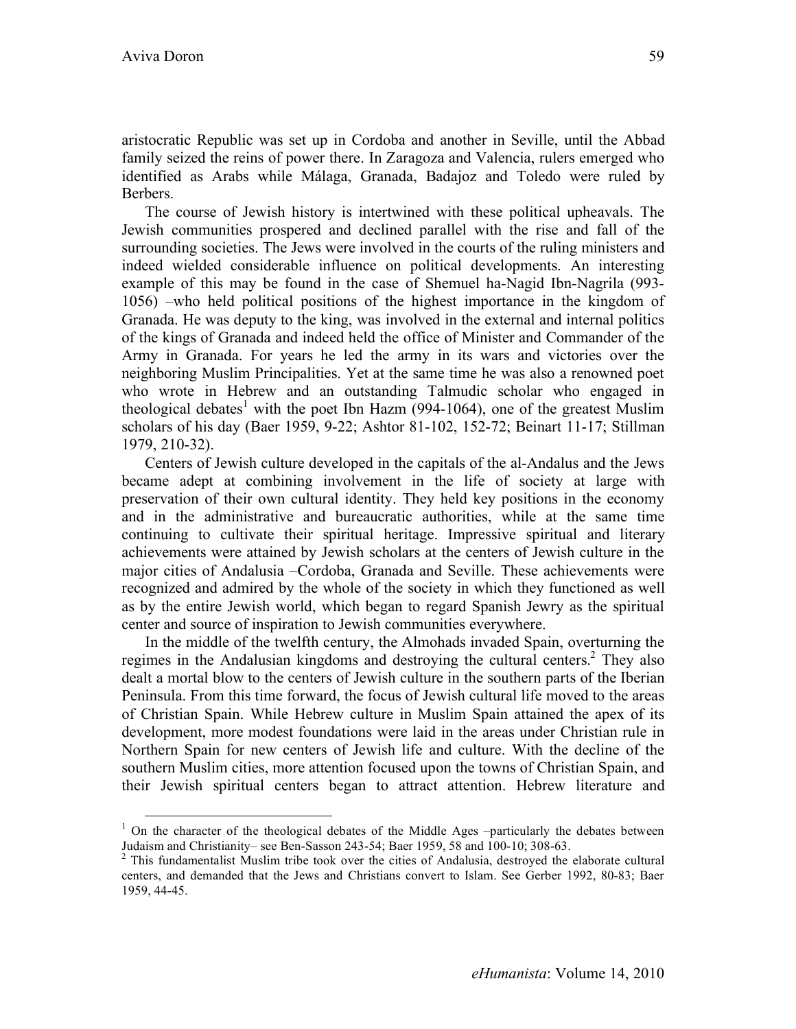aristocratic Republic was set up in Cordoba and another in Seville, until the Abbad family seized the reins of power there. In Zaragoza and Valencia, rulers emerged who identified as Arabs while Málaga, Granada, Badajoz and Toledo were ruled by Berbers.

The course of Jewish history is intertwined with these political upheavals. The Jewish communities prospered and declined parallel with the rise and fall of the surrounding societies. The Jews were involved in the courts of the ruling ministers and indeed wielded considerable influence on political developments. An interesting example of this may be found in the case of Shemuel ha-Nagid Ibn-Nagrila (993-1056) –who held political positions of the highest importance in the kingdom of Granada. He was deputy to the king, was involved in the external and internal politics of the kings of Granada and indeed held the office of Minister and Commander of the Army in Granada. For years he led the army in its wars and victories over the neighboring Muslim Principalities. Yet at the same time he was also a renowned poet who wrote in Hebrew and an outstanding Talmudic scholar who engaged in theological debates[1] with the poet Ibn Hazm (994-1064), one of the greatest Muslim scholars of his day (Baer 1959, 9-22; Ashtor 81-102, 152-72; Beinart 11-17; Stillman 1979, 210-32).

Centers of Jewish culture developed in the capitals of the al-Andalus and the Jews became adept at combining involvement in the life of society at large with preservation of their own cultural identity. They held key positions in the economy and in the administrative and bureaucratic authorities, while at the same time continuing to cultivate their spiritual heritage. Impressive spiritual and literary achievements were attained by Jewish scholars at the centers of Jewish culture in the major cities of Andalusia –Cordoba, Granada and Seville. These achievements were recognized and admired by the whole of the society in which they functioned as well as by the entire Jewish world, which began to regard Spanish Jewry as the spiritual center and source of inspiration to Jewish communities everywhere.

In the middle of the twelfth century, the Almohads invaded Spain, overturning the regimes in the Andalusian kingdoms and destroying the cultural centers.[2] They also dealt a mortal blow to the centers of Jewish culture in the southern parts of the Iberian Peninsula. From this time forward, the focus of Jewish cultural life moved to the areas of Christian Spain. While Hebrew culture in Muslim Spain attained the apex of its development, more modest foundations were laid in the areas under Christian rule in Northern Spain for new centers of Jewish life and culture. With the decline of the southern Muslim cities, more attention focused upon the towns of Christian Spain, and their Jewish spiritual centers began to attract attention. Hebrew literature and

---

[1] On the character of the theological debates of the Middle Ages –particularly the debates between Judaism and Christianity– see Ben-Sasson 243-54; Baer 1959, 58 and 100-10; 308-63.

[2] This fundamentalist Muslim tribe took over the cities of Andalusia, destroyed the elaborate cultural centers, and demanded that the Jews and Christians convert to Islam. See Gerber 1992, 80-83; Baer 1959, 44-45.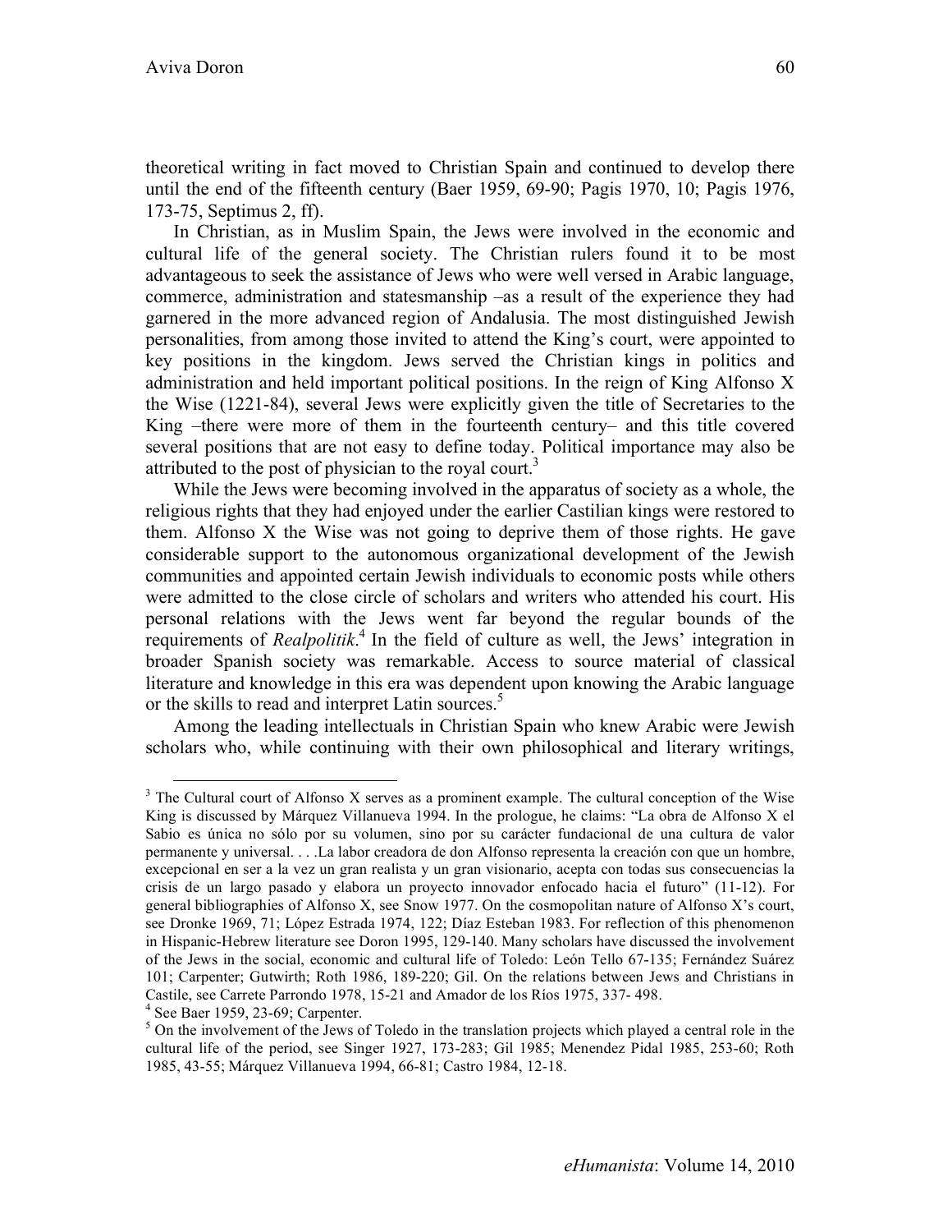theoretical writing in fact moved to Christian Spain and continued to develop there until the end of the fifteenth century (Baer 1959, 69-90; Pagis 1970, 10; Pagis 1976, 173-75, Septimus 2, ff).

In Christian, as in Muslim Spain, the Jews were involved in the economic and cultural life of the general society. The Christian rulers found it to be most advantageous to seek the assistance of Jews who were well versed in Arabic language, commerce, administration and statesmanship –as a result of the experience they had garnered in the more advanced region of Andalusia. The most distinguished Jewish personalities, from among those invited to attend the King's court, were appointed to key positions in the kingdom. Jews served the Christian kings in politics and administration and held important political positions. In the reign of King Alfonso X the Wise (1221-84), several Jews were explicitly given the title of Secretaries to the King –there were more of them in the fourteenth century– and this title covered several positions that are not easy to define today. Political importance may also be attributed to the post of physician to the royal court.[3]

While the Jews were becoming involved in the apparatus of society as a whole, the religious rights that they had enjoyed under the earlier Castilian kings were restored to them. Alfonso X the Wise was not going to deprive them of those rights. He gave considerable support to the autonomous organizational development of the Jewish communities and appointed certain Jewish individuals to economic posts while others were admitted to the close circle of scholars and writers who attended his court. His personal relations with the Jews went far beyond the regular bounds of the requirements of *Realpolitik*.[4] In the field of culture as well, the Jews' integration in broader Spanish society was remarkable. Access to source material of classical literature and knowledge in this era was dependent upon knowing the Arabic language or the skills to read and interpret Latin sources.[5]

Among the leading intellectuals in Christian Spain who knew Arabic were Jewish scholars who, while continuing with their own philosophical and literary writings,

---

[3] The Cultural court of Alfonso X serves as a prominent example. The cultural conception of the Wise King is discussed by Márquez Villanueva 1994. In the prologue, he claims: "La obra de Alfonso X el Sabio es única no sólo por su volumen, sino por su carácter fundacional de una cultura de valor permanente y universal. . . .La labor creadora de don Alfonso representa la creación con que un hombre, excepcional en ser a la vez un gran realista y un gran visionario, acepta con todas sus consecuencias la crisis de un largo pasado y elabora un proyecto innovador enfocado hacia el futuro" (11-12). For general bibliographies of Alfonso X, see Snow 1977. On the cosmopolitan nature of Alfonso X's court, see Dronke 1969, 71; López Estrada 1974, 122; Díaz Esteban 1983. For reflection of this phenomenon in Hispanic-Hebrew literature see Doron 1995, 129-140. Many scholars have discussed the involvement of the Jews in the social, economic and cultural life of Toledo: León Tello 67-135; Fernández Suárez 101; Carpenter; Gutwirth; Roth 1986, 189-220; Gil. On the relations between Jews and Christians in Castile, see Carrete Parrondo 1978, 15-21 and Amador de los Ríos 1975, 337- 498.

[4] See Baer 1959, 23-69; Carpenter.

[5] On the involvement of the Jews of Toledo in the translation projects which played a central role in the cultural life of the period, see Singer 1927, 173-283; Gil 1985; Menendez Pidal 1985, 253-60; Roth 1985, 43-55; Márquez Villanueva 1994, 66-81; Castro 1984, 12-18.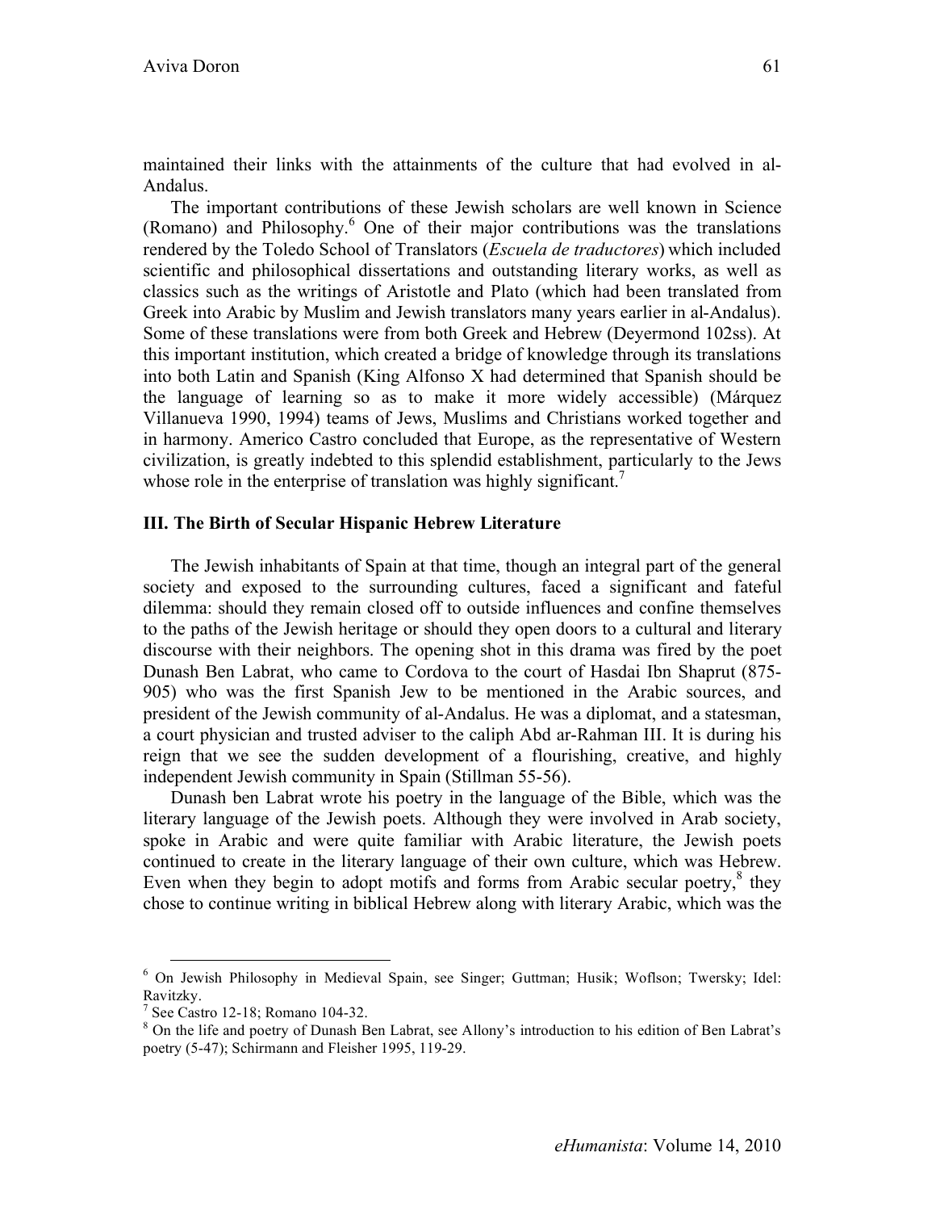maintained their links with the attainments of the culture that had evolved in al-Andalus.

The important contributions of these Jewish scholars are well known in Science (Romano) and Philosophy.[6] One of their major contributions was the translations rendered by the Toledo School of Translators (*Escuela de traductores*) which included scientific and philosophical dissertations and outstanding literary works, as well as classics such as the writings of Aristotle and Plato (which had been translated from Greek into Arabic by Muslim and Jewish translators many years earlier in al-Andalus). Some of these translations were from both Greek and Hebrew (Deyermond 102ss). At this important institution, which created a bridge of knowledge through its translations into both Latin and Spanish (King Alfonso X had determined that Spanish should be the language of learning so as to make it more widely accessible) (Márquez Villanueva 1990, 1994) teams of Jews, Muslims and Christians worked together and in harmony. Americo Castro concluded that Europe, as the representative of Western civilization, is greatly indebted to this splendid establishment, particularly to the Jews whose role in the enterprise of translation was highly significant.[7]

### III. The Birth of Secular Hispanic Hebrew Literature

The Jewish inhabitants of Spain at that time, though an integral part of the general society and exposed to the surrounding cultures, faced a significant and fateful dilemma: should they remain closed off to outside influences and confine themselves to the paths of the Jewish heritage or should they open doors to a cultural and literary discourse with their neighbors. The opening shot in this drama was fired by the poet Dunash Ben Labrat, who came to Cordova to the court of Hasdai Ibn Shaprut (875-905) who was the first Spanish Jew to be mentioned in the Arabic sources, and president of the Jewish community of al-Andalus. He was a diplomat, and a statesman, a court physician and trusted adviser to the caliph Abd ar-Rahman III. It is during his reign that we see the sudden development of a flourishing, creative, and highly independent Jewish community in Spain (Stillman 55-56).

Dunash ben Labrat wrote his poetry in the language of the Bible, which was the literary language of the Jewish poets. Although they were involved in Arab society, spoke in Arabic and were quite familiar with Arabic literature, the Jewish poets continued to create in the literary language of their own culture, which was Hebrew. Even when they begin to adopt motifs and forms from Arabic secular poetry,[8] they chose to continue writing in biblical Hebrew along with literary Arabic, which was the

---

[6] On Jewish Philosophy in Medieval Spain, see Singer; Guttman; Husik; Woflson; Twersky; Idel: Ravitzky.

[7] See Castro 12-18; Romano 104-32.

[8] On the life and poetry of Dunash Ben Labrat, see Allony's introduction to his edition of Ben Labrat's poetry (5-47); Schirmann and Fleisher 1995, 119-29.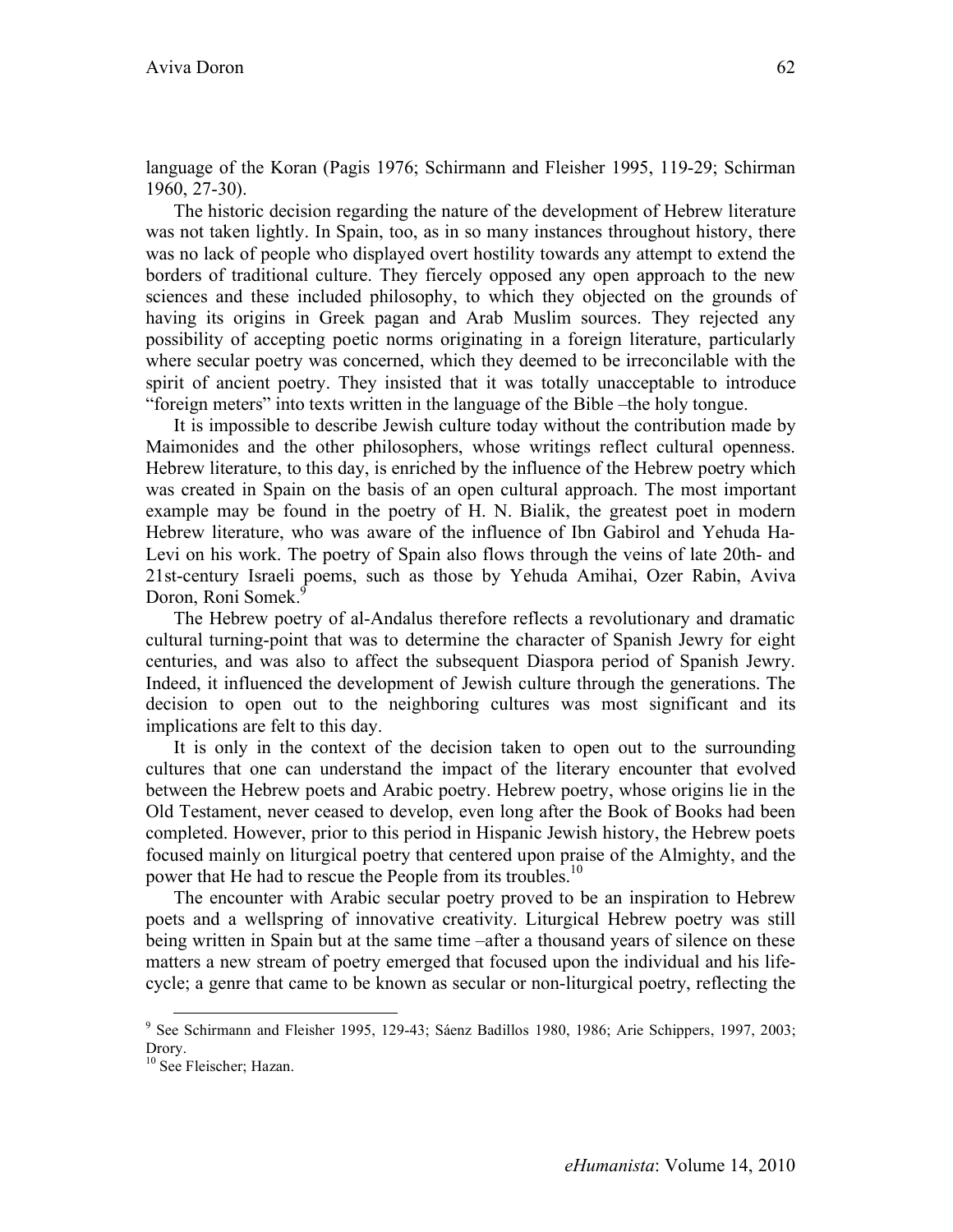language of the Koran (Pagis 1976; Schirmann and Fleisher 1995, 119-29; Schirman 1960, 27-30).

The historic decision regarding the nature of the development of Hebrew literature was not taken lightly. In Spain, too, as in so many instances throughout history, there was no lack of people who displayed overt hostility towards any attempt to extend the borders of traditional culture. They fiercely opposed any open approach to the new sciences and these included philosophy, to which they objected on the grounds of having its origins in Greek pagan and Arab Muslim sources. They rejected any possibility of accepting poetic norms originating in a foreign literature, particularly where secular poetry was concerned, which they deemed to be irreconcilable with the spirit of ancient poetry. They insisted that it was totally unacceptable to introduce "foreign meters" into texts written in the language of the Bible –the holy tongue.

It is impossible to describe Jewish culture today without the contribution made by Maimonides and the other philosophers, whose writings reflect cultural openness. Hebrew literature, to this day, is enriched by the influence of the Hebrew poetry which was created in Spain on the basis of an open cultural approach. The most important example may be found in the poetry of H. N. Bialik, the greatest poet in modern Hebrew literature, who was aware of the influence of Ibn Gabirol and Yehuda Ha-Levi on his work. The poetry of Spain also flows through the veins of late 20th- and 21st-century Israeli poems, such as those by Yehuda Amihai, Ozer Rabin, Aviva Doron, Roni Somek.[9]

The Hebrew poetry of al-Andalus therefore reflects a revolutionary and dramatic cultural turning-point that was to determine the character of Spanish Jewry for eight centuries, and was also to affect the subsequent Diaspora period of Spanish Jewry. Indeed, it influenced the development of Jewish culture through the generations. The decision to open out to the neighboring cultures was most significant and its implications are felt to this day.

It is only in the context of the decision taken to open out to the surrounding cultures that one can understand the impact of the literary encounter that evolved between the Hebrew poets and Arabic poetry. Hebrew poetry, whose origins lie in the Old Testament, never ceased to develop, even long after the Book of Books had been completed. However, prior to this period in Hispanic Jewish history, the Hebrew poets focused mainly on liturgical poetry that centered upon praise of the Almighty, and the power that He had to rescue the People from its troubles.[10]

The encounter with Arabic secular poetry proved to be an inspiration to Hebrew poets and a wellspring of innovative creativity. Liturgical Hebrew poetry was still being written in Spain but at the same time –after a thousand years of silence on these matters a new stream of poetry emerged that focused upon the individual and his life-cycle; a genre that came to be known as secular or non-liturgical poetry, reflecting the

---

[9] See Schirmann and Fleisher 1995, 129-43; Sáenz Badillos 1980, 1986; Arie Schippers, 1997, 2003; Drory.

[10] See Fleischer; Hazan.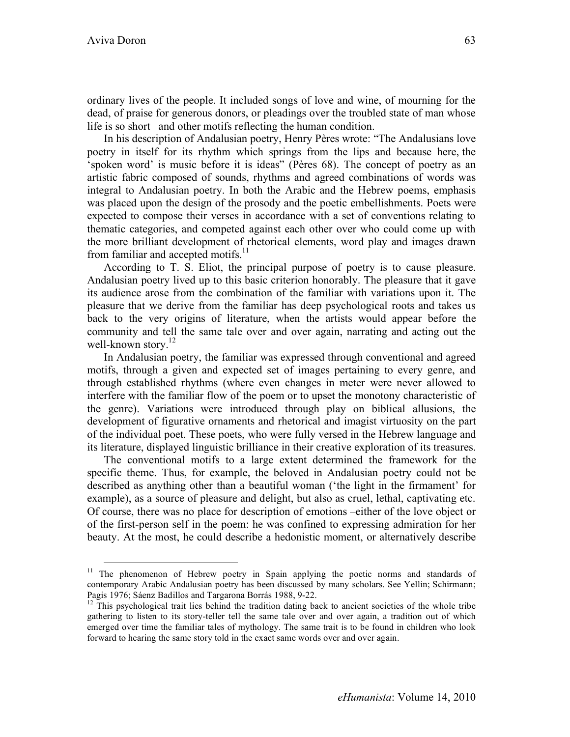ordinary lives of the people. It included songs of love and wine, of mourning for the dead, of praise for generous donors, or pleadings over the troubled state of man whose life is so short –and other motifs reflecting the human condition.

In his description of Andalusian poetry, Henry Pères wrote: "The Andalusians love poetry in itself for its rhythm which springs from the lips and because here, the 'spoken word' is music before it is ideas" (Pères 68). The concept of poetry as an artistic fabric composed of sounds, rhythms and agreed combinations of words was integral to Andalusian poetry. In both the Arabic and the Hebrew poems, emphasis was placed upon the design of the prosody and the poetic embellishments. Poets were expected to compose their verses in accordance with a set of conventions relating to thematic categories, and competed against each other over who could come up with the more brilliant development of rhetorical elements, word play and images drawn from familiar and accepted motifs.[11]

According to T. S. Eliot, the principal purpose of poetry is to cause pleasure. Andalusian poetry lived up to this basic criterion honorably. The pleasure that it gave its audience arose from the combination of the familiar with variations upon it. The pleasure that we derive from the familiar has deep psychological roots and takes us back to the very origins of literature, when the artists would appear before the community and tell the same tale over and over again, narrating and acting out the well-known story.[12]

In Andalusian poetry, the familiar was expressed through conventional and agreed motifs, through a given and expected set of images pertaining to every genre, and through established rhythms (where even changes in meter were never allowed to interfere with the familiar flow of the poem or to upset the monotony characteristic of the genre). Variations were introduced through play on biblical allusions, the development of figurative ornaments and rhetorical and imagist virtuosity on the part of the individual poet. These poets, who were fully versed in the Hebrew language and its literature, displayed linguistic brilliance in their creative exploration of its treasures.

The conventional motifs to a large extent determined the framework for the specific theme. Thus, for example, the beloved in Andalusian poetry could not be described as anything other than a beautiful woman ('the light in the firmament' for example), as a source of pleasure and delight, but also as cruel, lethal, captivating etc. Of course, there was no place for description of emotions –either of the love object or of the first-person self in the poem: he was confined to expressing admiration for her beauty. At the most, he could describe a hedonistic moment, or alternatively describe

---

[11] The phenomenon of Hebrew poetry in Spain applying the poetic norms and standards of contemporary Arabic Andalusian poetry has been discussed by many scholars. See Yellin; Schirmann; Pagis 1976; Sáenz Badillos and Targarona Borrás 1988, 9-22.

[12] This psychological trait lies behind the tradition dating back to ancient societies of the whole tribe gathering to listen to its story-teller tell the same tale over and over again, a tradition out of which emerged over time the familiar tales of mythology. The same trait is to be found in children who look forward to hearing the same story told in the exact same words over and over again.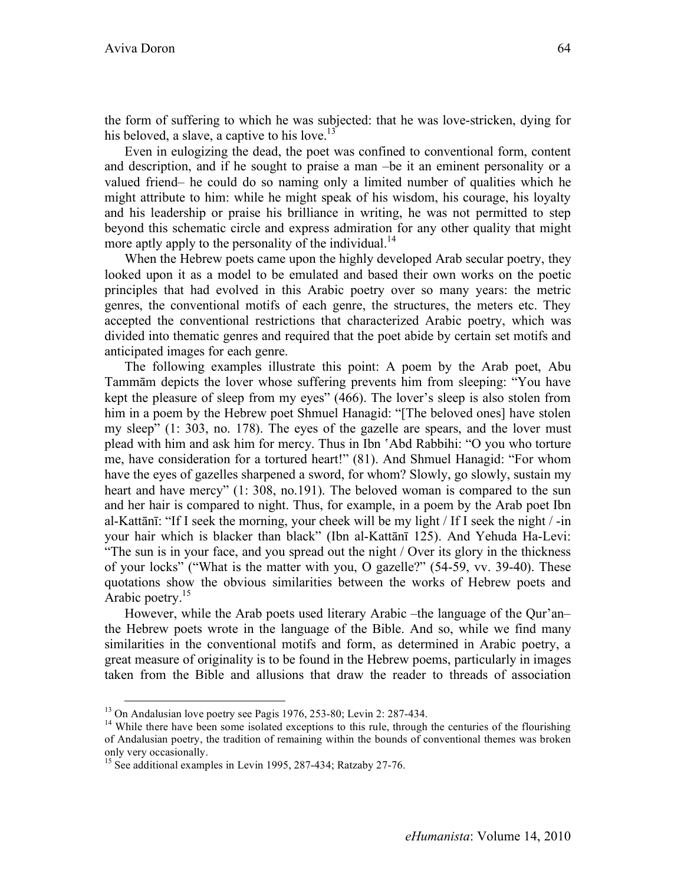the form of suffering to which he was subjected: that he was love-stricken, dying for his beloved, a slave, a captive to his love.[13]

Even in eulogizing the dead, the poet was confined to conventional form, content and description, and if he sought to praise a man –be it an eminent personality or a valued friend– he could do so naming only a limited number of qualities which he might attribute to him: while he might speak of his wisdom, his courage, his loyalty and his leadership or praise his brilliance in writing, he was not permitted to step beyond this schematic circle and express admiration for any other quality that might more aptly apply to the personality of the individual.[14]

When the Hebrew poets came upon the highly developed Arab secular poetry, they looked upon it as a model to be emulated and based their own works on the poetic principles that had evolved in this Arabic poetry over so many years: the metric genres, the conventional motifs of each genre, the structures, the meters etc. They accepted the conventional restrictions that characterized Arabic poetry, which was divided into thematic genres and required that the poet abide by certain set motifs and anticipated images for each genre.

The following examples illustrate this point: A poem by the Arab poet, Abu Tammām depicts the lover whose suffering prevents him from sleeping: "You have kept the pleasure of sleep from my eyes" (466). The lover's sleep is also stolen from him in a poem by the Hebrew poet Shmuel Hanagid: "[The beloved ones] have stolen my sleep" (1: 303, no. 178). The eyes of the gazelle are spears, and the lover must plead with him and ask him for mercy. Thus in Ibn ʿAbd Rabbihi: "O you who torture me, have consideration for a tortured heart!" (81). And Shmuel Hanagid: "For whom have the eyes of gazelles sharpened a sword, for whom? Slowly, go slowly, sustain my heart and have mercy" (1: 308, no.191). The beloved woman is compared to the sun and her hair is compared to night. Thus, for example, in a poem by the Arab poet Ibn al-Kattānī: "If I seek the morning, your cheek will be my light / If I seek the night / -in your hair which is blacker than black" (Ibn al-Kattānī 125). And Yehuda Ha-Levi: "The sun is in your face, and you spread out the night / Over its glory in the thickness of your locks" ("What is the matter with you, O gazelle?" (54-59, vv. 39-40). These quotations show the obvious similarities between the works of Hebrew poets and Arabic poetry.[15]

However, while the Arab poets used literary Arabic –the language of the Qur'an– the Hebrew poets wrote in the language of the Bible. And so, while we find many similarities in the conventional motifs and form, as determined in Arabic poetry, a great measure of originality is to be found in the Hebrew poems, particularly in images taken from the Bible and allusions that draw the reader to threads of association

---

[13] On Andalusian love poetry see Pagis 1976, 253-80; Levin 2: 287-434.

[14] While there have been some isolated exceptions to this rule, through the centuries of the flourishing of Andalusian poetry, the tradition of remaining within the bounds of conventional themes was broken only very occasionally.

[15] See additional examples in Levin 1995, 287-434; Ratzaby 27-76.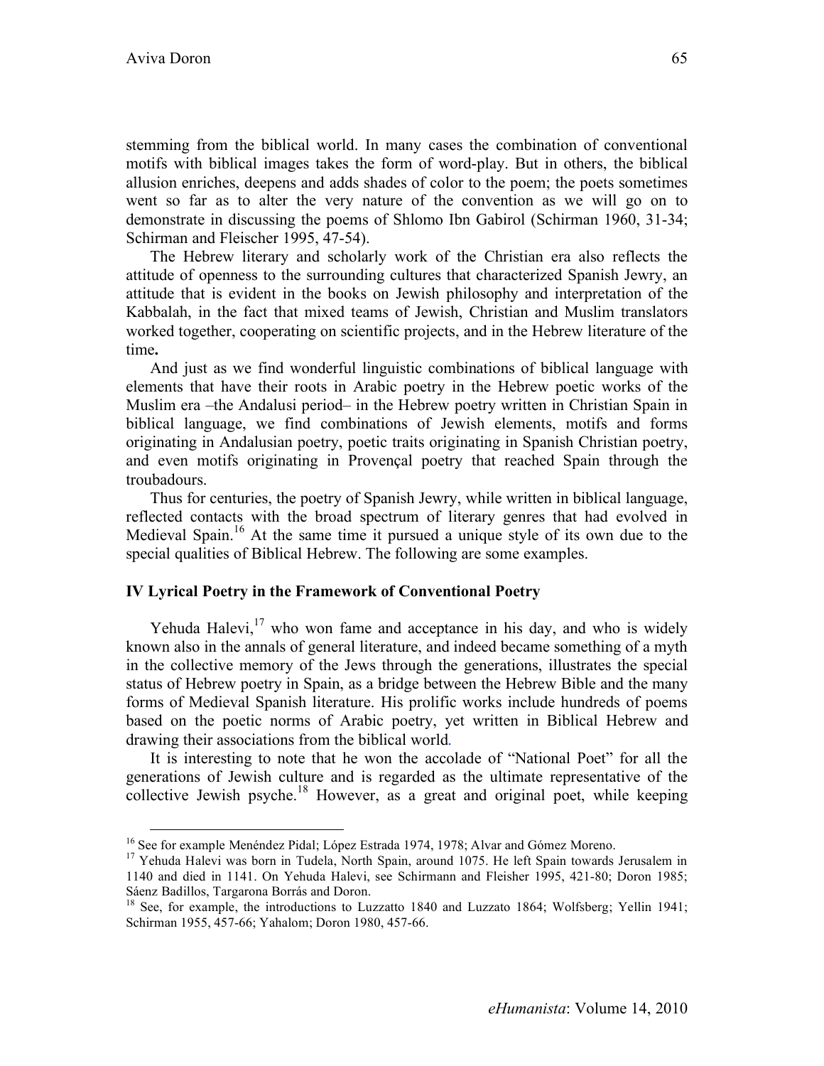stemming from the biblical world. In many cases the combination of conventional motifs with biblical images takes the form of word-play. But in others, the biblical allusion enriches, deepens and adds shades of color to the poem; the poets sometimes went so far as to alter the very nature of the convention as we will go on to demonstrate in discussing the poems of Shlomo Ibn Gabirol (Schirman 1960, 31-34; Schirman and Fleischer 1995, 47-54).

The Hebrew literary and scholarly work of the Christian era also reflects the attitude of openness to the surrounding cultures that characterized Spanish Jewry, an attitude that is evident in the books on Jewish philosophy and interpretation of the Kabbalah, in the fact that mixed teams of Jewish, Christian and Muslim translators worked together, cooperating on scientific projects, and in the Hebrew literature of the time**.**

And just as we find wonderful linguistic combinations of biblical language with elements that have their roots in Arabic poetry in the Hebrew poetic works of the Muslim era –the Andalusi period– in the Hebrew poetry written in Christian Spain in biblical language, we find combinations of Jewish elements, motifs and forms originating in Andalusian poetry, poetic traits originating in Spanish Christian poetry, and even motifs originating in Provençal poetry that reached Spain through the troubadours.

Thus for centuries, the poetry of Spanish Jewry, while written in biblical language, reflected contacts with the broad spectrum of literary genres that had evolved in Medieval Spain.[16] At the same time it pursued a unique style of its own due to the special qualities of Biblical Hebrew. The following are some examples.

## IV Lyrical Poetry in the Framework of Conventional Poetry

Yehuda Halevi,[17] who won fame and acceptance in his day, and who is widely known also in the annals of general literature, and indeed became something of a myth in the collective memory of the Jews through the generations, illustrates the special status of Hebrew poetry in Spain, as a bridge between the Hebrew Bible and the many forms of Medieval Spanish literature. His prolific works include hundreds of poems based on the poetic norms of Arabic poetry, yet written in Biblical Hebrew and drawing their associations from the biblical world.

It is interesting to note that he won the accolade of "National Poet" for all the generations of Jewish culture and is regarded as the ultimate representative of the collective Jewish psyche.[18] However, as a great and original poet, while keeping

---

[16] See for example Menéndez Pidal; López Estrada 1974, 1978; Alvar and Gómez Moreno.

[17] Yehuda Halevi was born in Tudela, North Spain, around 1075. He left Spain towards Jerusalem in 1140 and died in 1141. On Yehuda Halevi, see Schirmann and Fleisher 1995, 421-80; Doron 1985; Sáenz Badillos, Targarona Borrás and Doron.

[18] See, for example, the introductions to Luzzatto 1840 and Luzzato 1864; Wolfsberg; Yellin 1941; Schirman 1955, 457-66; Yahalom; Doron 1980, 457-66.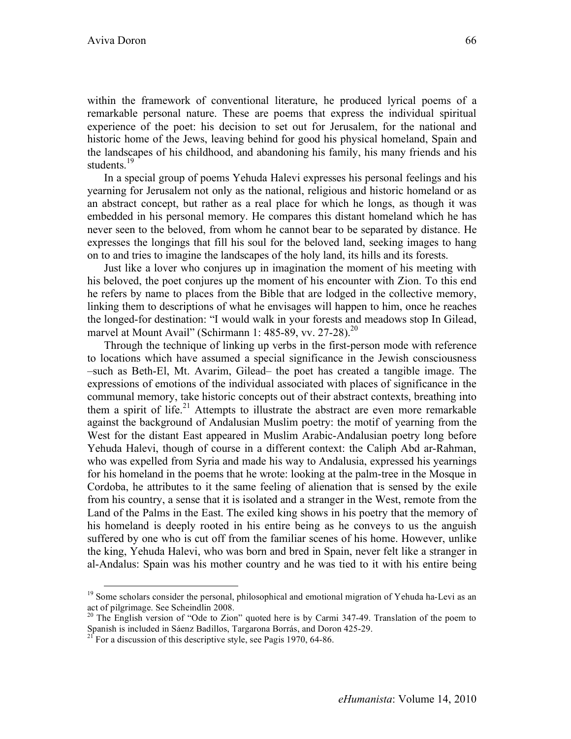within the framework of conventional literature, he produced lyrical poems of a remarkable personal nature. These are poems that express the individual spiritual experience of the poet: his decision to set out for Jerusalem, for the national and historic home of the Jews, leaving behind for good his physical homeland, Spain and the landscapes of his childhood, and abandoning his family, his many friends and his students.[19]

In a special group of poems Yehuda Halevi expresses his personal feelings and his yearning for Jerusalem not only as the national, religious and historic homeland or as an abstract concept, but rather as a real place for which he longs, as though it was embedded in his personal memory. He compares this distant homeland which he has never seen to the beloved, from whom he cannot bear to be separated by distance. He expresses the longings that fill his soul for the beloved land, seeking images to hang on to and tries to imagine the landscapes of the holy land, its hills and its forests.

Just like a lover who conjures up in imagination the moment of his meeting with his beloved, the poet conjures up the moment of his encounter with Zion. To this end he refers by name to places from the Bible that are lodged in the collective memory, linking them to descriptions of what he envisages will happen to him, once he reaches the longed-for destination: "I would walk in your forests and meadows stop In Gilead, marvel at Mount Avail" (Schirmann 1: 485-89, vv. 27-28).[20]

Through the technique of linking up verbs in the first-person mode with reference to locations which have assumed a special significance in the Jewish consciousness –such as Beth-El, Mt. Avarim, Gilead– the poet has created a tangible image. The expressions of emotions of the individual associated with places of significance in the communal memory, take historic concepts out of their abstract contexts, breathing into them a spirit of life.[21] Attempts to illustrate the abstract are even more remarkable against the background of Andalusian Muslim poetry: the motif of yearning from the West for the distant East appeared in Muslim Arabic-Andalusian poetry long before Yehuda Halevi, though of course in a different context: the Caliph Abd ar-Rahman, who was expelled from Syria and made his way to Andalusia, expressed his yearnings for his homeland in the poems that he wrote: looking at the palm-tree in the Mosque in Cordoba, he attributes to it the same feeling of alienation that is sensed by the exile from his country, a sense that it is isolated and a stranger in the West, remote from the Land of the Palms in the East. The exiled king shows in his poetry that the memory of his homeland is deeply rooted in his entire being as he conveys to us the anguish suffered by one who is cut off from the familiar scenes of his home. However, unlike the king, Yehuda Halevi, who was born and bred in Spain, never felt like a stranger in al-Andalus: Spain was his mother country and he was tied to it with his entire being

---

[19] Some scholars consider the personal, philosophical and emotional migration of Yehuda ha-Levi as an act of pilgrimage. See Scheindlin 2008.

[20] The English version of "Ode to Zion" quoted here is by Carmi 347-49. Translation of the poem to Spanish is included in Sáenz Badillos, Targarona Borrás, and Doron 425-29.

[21] For a discussion of this descriptive style, see Pagis 1970, 64-86.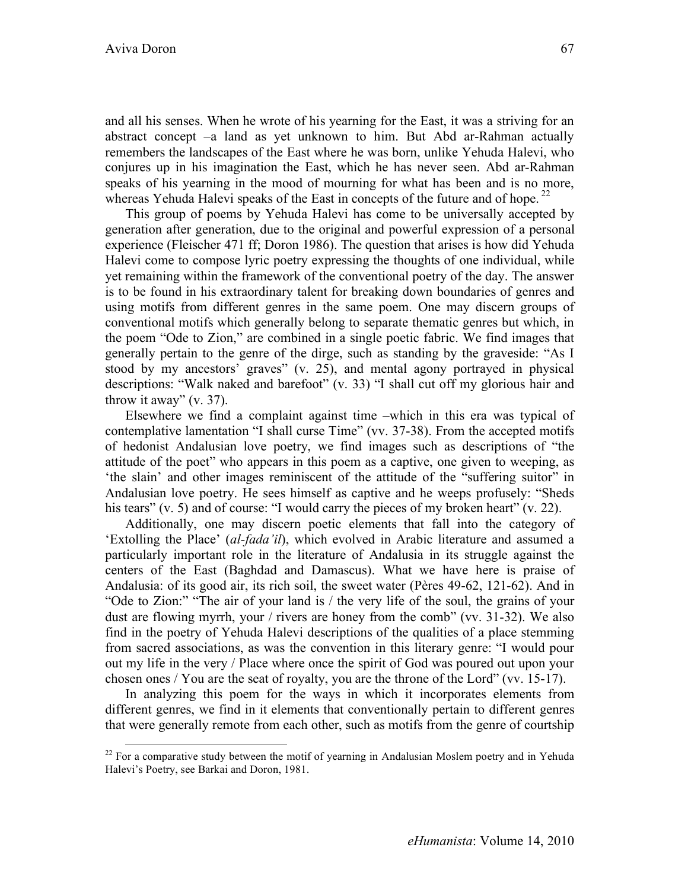and all his senses. When he wrote of his yearning for the East, it was a striving for an abstract concept –a land as yet unknown to him. But Abd ar-Rahman actually remembers the landscapes of the East where he was born, unlike Yehuda Halevi, who conjures up in his imagination the East, which he has never seen. Abd ar-Rahman speaks of his yearning in the mood of mourning for what has been and is no more, whereas Yehuda Halevi speaks of the East in concepts of the future and of hope.[22]

This group of poems by Yehuda Halevi has come to be universally accepted by generation after generation, due to the original and powerful expression of a personal experience (Fleischer 471 ff; Doron 1986). The question that arises is how did Yehuda Halevi come to compose lyric poetry expressing the thoughts of one individual, while yet remaining within the framework of the conventional poetry of the day. The answer is to be found in his extraordinary talent for breaking down boundaries of genres and using motifs from different genres in the same poem. One may discern groups of conventional motifs which generally belong to separate thematic genres but which, in the poem "Ode to Zion," are combined in a single poetic fabric. We find images that generally pertain to the genre of the dirge, such as standing by the graveside: "As I stood by my ancestors' graves" (v. 25), and mental agony portrayed in physical descriptions: "Walk naked and barefoot" (v. 33) "I shall cut off my glorious hair and throw it away" (v. 37).

Elsewhere we find a complaint against time –which in this era was typical of contemplative lamentation "I shall curse Time" (vv. 37-38). From the accepted motifs of hedonist Andalusian love poetry, we find images such as descriptions of "the attitude of the poet" who appears in this poem as a captive, one given to weeping, as 'the slain' and other images reminiscent of the attitude of the "suffering suitor" in Andalusian love poetry. He sees himself as captive and he weeps profusely: "Sheds his tears" (v. 5) and of course: "I would carry the pieces of my broken heart" (v. 22).

Additionally, one may discern poetic elements that fall into the category of 'Extolling the Place' (*al-fada'il*), which evolved in Arabic literature and assumed a particularly important role in the literature of Andalusia in its struggle against the centers of the East (Baghdad and Damascus). What we have here is praise of Andalusia: of its good air, its rich soil, the sweet water (Pères 49-62, 121-62). And in "Ode to Zion:" "The air of your land is / the very life of the soul, the grains of your dust are flowing myrrh, your / rivers are honey from the comb" (vv. 31-32). We also find in the poetry of Yehuda Halevi descriptions of the qualities of a place stemming from sacred associations, as was the convention in this literary genre: "I would pour out my life in the very / Place where once the spirit of God was poured out upon your chosen ones / You are the seat of royalty, you are the throne of the Lord" (vv. 15-17).

In analyzing this poem for the ways in which it incorporates elements from different genres, we find in it elements that conventionally pertain to different genres that were generally remote from each other, such as motifs from the genre of courtship

[22] For a comparative study between the motif of yearning in Andalusian Moslem poetry and in Yehuda Halevi's Poetry, see Barkai and Doron, 1981.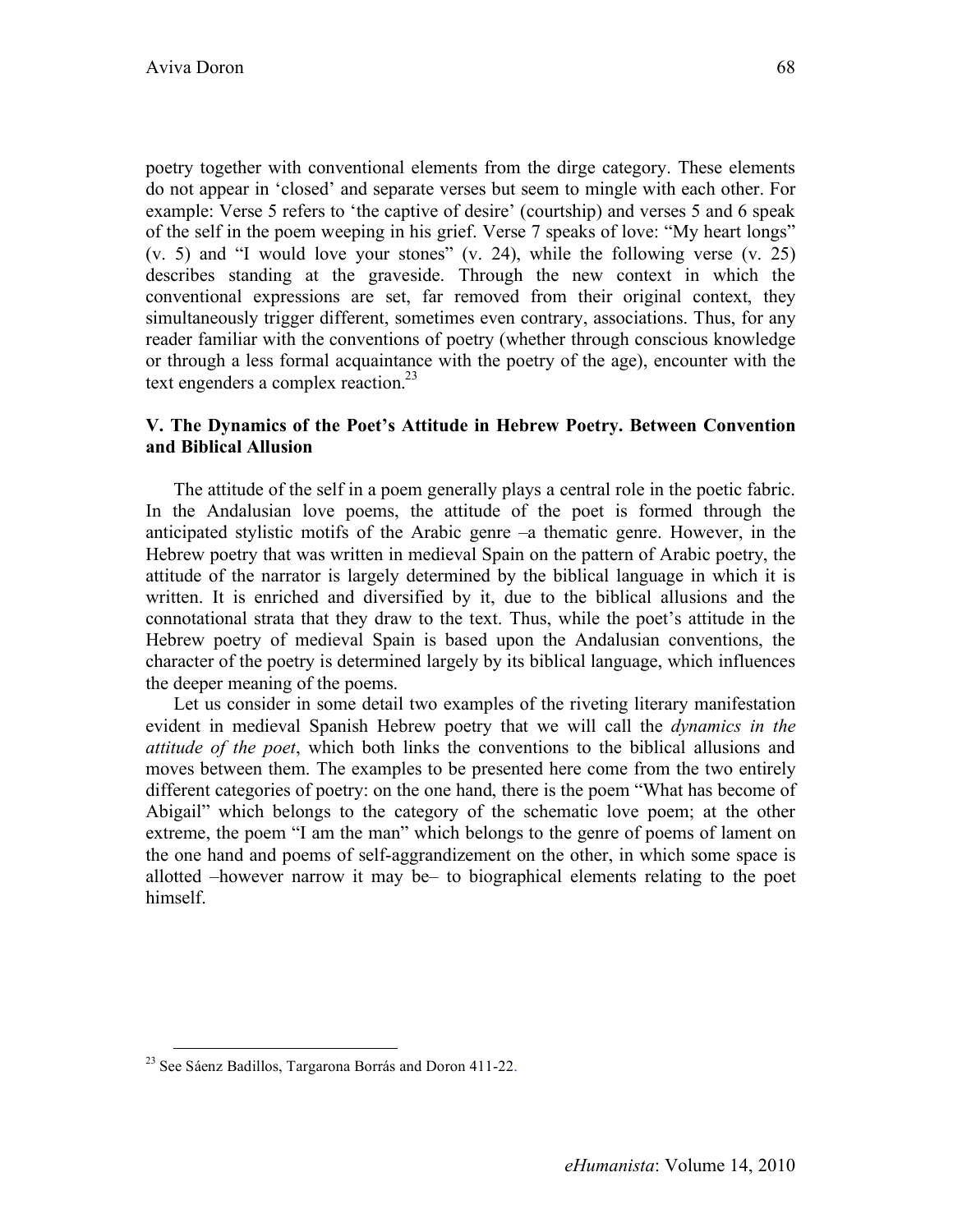poetry together with conventional elements from the dirge category. These elements do not appear in 'closed' and separate verses but seem to mingle with each other. For example: Verse 5 refers to 'the captive of desire' (courtship) and verses 5 and 6 speak of the self in the poem weeping in his grief. Verse 7 speaks of love: "My heart longs" (v. 5) and "I would love your stones" (v. 24), while the following verse (v. 25) describes standing at the graveside. Through the new context in which the conventional expressions are set, far removed from their original context, they simultaneously trigger different, sometimes even contrary, associations. Thus, for any reader familiar with the conventions of poetry (whether through conscious knowledge or through a less formal acquaintance with the poetry of the age), encounter with the text engenders a complex reaction.[23]

## V. The Dynamics of the Poet's Attitude in Hebrew Poetry. Between Convention and Biblical Allusion

The attitude of the self in a poem generally plays a central role in the poetic fabric. In the Andalusian love poems, the attitude of the poet is formed through the anticipated stylistic motifs of the Arabic genre –a thematic genre. However, in the Hebrew poetry that was written in medieval Spain on the pattern of Arabic poetry, the attitude of the narrator is largely determined by the biblical language in which it is written. It is enriched and diversified by it, due to the biblical allusions and the connotational strata that they draw to the text. Thus, while the poet's attitude in the Hebrew poetry of medieval Spain is based upon the Andalusian conventions, the character of the poetry is determined largely by its biblical language, which influences the deeper meaning of the poems.

Let us consider in some detail two examples of the riveting literary manifestation evident in medieval Spanish Hebrew poetry that we will call the *dynamics in the attitude of the poet*, which both links the conventions to the biblical allusions and moves between them. The examples to be presented here come from the two entirely different categories of poetry: on the one hand, there is the poem "What has become of Abigail" which belongs to the category of the schematic love poem; at the other extreme, the poem "I am the man" which belongs to the genre of poems of lament on the one hand and poems of self-aggrandizement on the other, in which some space is allotted –however narrow it may be– to biographical elements relating to the poet himself.

[23] See Sáenz Badillos, Targarona Borrás and Doron 411-22.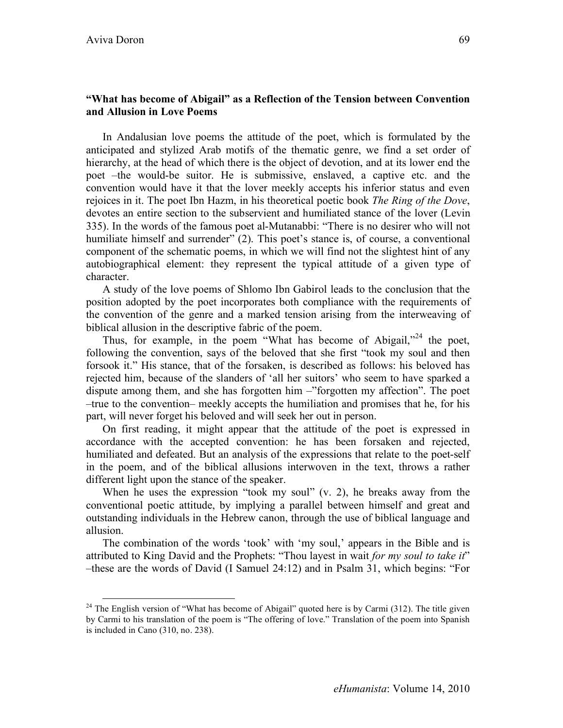## "What has become of Abigail" as a Reflection of the Tension between Convention and Allusion in Love Poems

In Andalusian love poems the attitude of the poet, which is formulated by the anticipated and stylized Arab motifs of the thematic genre, we find a set order of hierarchy, at the head of which there is the object of devotion, and at its lower end the poet –the would-be suitor. He is submissive, enslaved, a captive etc. and the convention would have it that the lover meekly accepts his inferior status and even rejoices in it. The poet Ibn Hazm, in his theoretical poetic book *The Ring of the Dove*, devotes an entire section to the subservient and humiliated stance of the lover (Levin 335). In the words of the famous poet al-Mutanabbi: "There is no desirer who will not humiliate himself and surrender" (2). This poet's stance is, of course, a conventional component of the schematic poems, in which we will find not the slightest hint of any autobiographical element: they represent the typical attitude of a given type of character.

A study of the love poems of Shlomo Ibn Gabirol leads to the conclusion that the position adopted by the poet incorporates both compliance with the requirements of the convention of the genre and a marked tension arising from the interweaving of biblical allusion in the descriptive fabric of the poem.

Thus, for example, in the poem "What has become of Abigail,"[24] the poet, following the convention, says of the beloved that she first "took my soul and then forsook it." His stance, that of the forsaken, is described as follows: his beloved has rejected him, because of the slanders of 'all her suitors' who seem to have sparked a dispute among them, and she has forgotten him –"forgotten my affection". The poet –true to the convention– meekly accepts the humiliation and promises that he, for his part, will never forget his beloved and will seek her out in person.

On first reading, it might appear that the attitude of the poet is expressed in accordance with the accepted convention: he has been forsaken and rejected, humiliated and defeated. But an analysis of the expressions that relate to the poet-self in the poem, and of the biblical allusions interwoven in the text, throws a rather different light upon the stance of the speaker.

When he uses the expression "took my soul" (v. 2), he breaks away from the conventional poetic attitude, by implying a parallel between himself and great and outstanding individuals in the Hebrew canon, through the use of biblical language and allusion.

The combination of the words 'took' with 'my soul,' appears in the Bible and is attributed to King David and the Prophets: "Thou layest in wait *for my soul to take it*" –these are the words of David (I Samuel 24:12) and in Psalm 31, which begins: "For

---

[24] The English version of "What has become of Abigail" quoted here is by Carmi (312). The title given by Carmi to his translation of the poem is "The offering of love." Translation of the poem into Spanish is included in Cano (310, no. 238).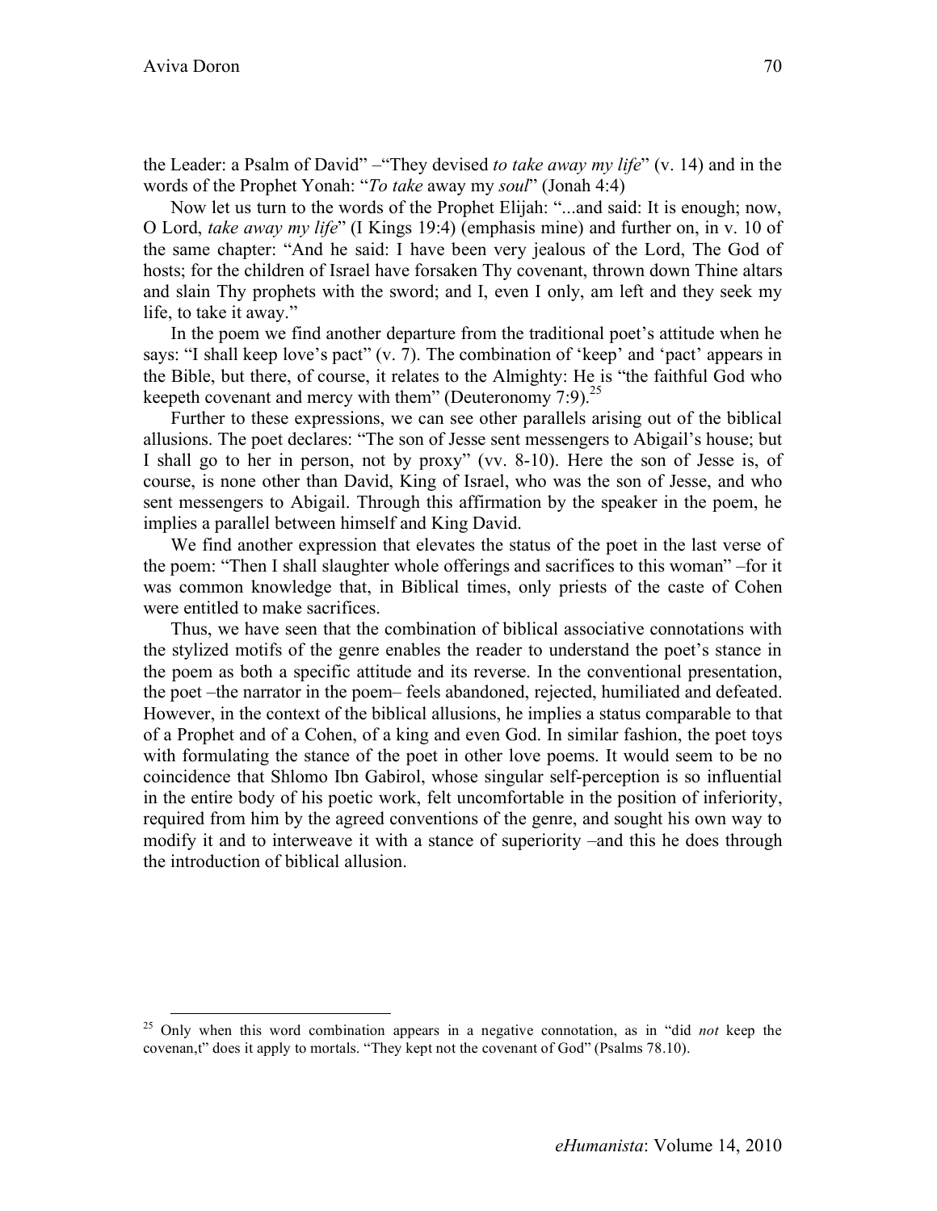the Leader: a Psalm of David" –"They devised *to take away my life*" (v. 14) and in the words of the Prophet Yonah: "*To take* away my *soul*" (Jonah 4:4)

Now let us turn to the words of the Prophet Elijah: "...and said: It is enough; now, O Lord, *take away my life*" (I Kings 19:4) (emphasis mine) and further on, in v. 10 of the same chapter: "And he said: I have been very jealous of the Lord, The God of hosts; for the children of Israel have forsaken Thy covenant, thrown down Thine altars and slain Thy prophets with the sword; and I, even I only, am left and they seek my life, to take it away."

In the poem we find another departure from the traditional poet's attitude when he says: "I shall keep love's pact" (v. 7). The combination of 'keep' and 'pact' appears in the Bible, but there, of course, it relates to the Almighty: He is "the faithful God who keepeth covenant and mercy with them" (Deuteronomy 7:9).[25]

Further to these expressions, we can see other parallels arising out of the biblical allusions. The poet declares: "The son of Jesse sent messengers to Abigail's house; but I shall go to her in person, not by proxy" (vv. 8-10). Here the son of Jesse is, of course, is none other than David, King of Israel, who was the son of Jesse, and who sent messengers to Abigail. Through this affirmation by the speaker in the poem, he implies a parallel between himself and King David.

We find another expression that elevates the status of the poet in the last verse of the poem: "Then I shall slaughter whole offerings and sacrifices to this woman" –for it was common knowledge that, in Biblical times, only priests of the caste of Cohen were entitled to make sacrifices.

Thus, we have seen that the combination of biblical associative connotations with the stylized motifs of the genre enables the reader to understand the poet's stance in the poem as both a specific attitude and its reverse. In the conventional presentation, the poet –the narrator in the poem– feels abandoned, rejected, humiliated and defeated. However, in the context of the biblical allusions, he implies a status comparable to that of a Prophet and of a Cohen, of a king and even God. In similar fashion, the poet toys with formulating the stance of the poet in other love poems. It would seem to be no coincidence that Shlomo Ibn Gabirol, whose singular self-perception is so influential in the entire body of his poetic work, felt uncomfortable in the position of inferiority, required from him by the agreed conventions of the genre, and sought his own way to modify it and to interweave it with a stance of superiority –and this he does through the introduction of biblical allusion.

[25] Only when this word combination appears in a negative connotation, as in "did *not* keep the covenan,t" does it apply to mortals. "They kept not the covenant of God" (Psalms 78.10).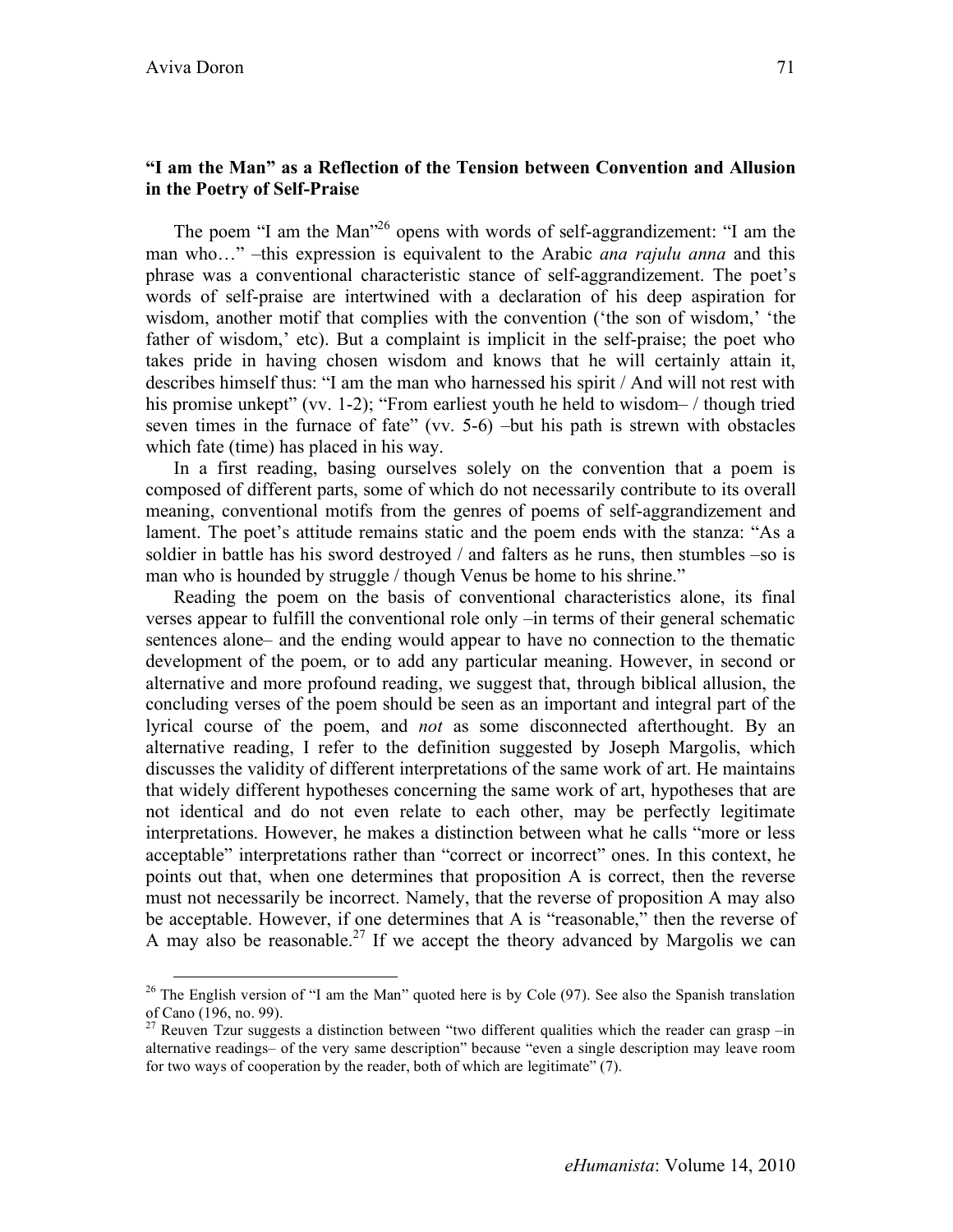### "I am the Man" as a Reflection of the Tension between Convention and Allusion in the Poetry of Self-Praise

The poem "I am the Man"[26] opens with words of self-aggrandizement: "I am the man who…" –this expression is equivalent to the Arabic *ana rajulu anna* and this phrase was a conventional characteristic stance of self-aggrandizement. The poet's words of self-praise are intertwined with a declaration of his deep aspiration for wisdom, another motif that complies with the convention ('the son of wisdom,' 'the father of wisdom,' etc). But a complaint is implicit in the self-praise; the poet who takes pride in having chosen wisdom and knows that he will certainly attain it, describes himself thus: "I am the man who harnessed his spirit / And will not rest with his promise unkept" (vv. 1-2); "From earliest youth he held to wisdom– / though tried seven times in the furnace of fate" (vv. 5-6) –but his path is strewn with obstacles which fate (time) has placed in his way.

In a first reading, basing ourselves solely on the convention that a poem is composed of different parts, some of which do not necessarily contribute to its overall meaning, conventional motifs from the genres of poems of self-aggrandizement and lament. The poet's attitude remains static and the poem ends with the stanza: "As a soldier in battle has his sword destroyed / and falters as he runs, then stumbles –so is man who is hounded by struggle / though Venus be home to his shrine."

Reading the poem on the basis of conventional characteristics alone, its final verses appear to fulfill the conventional role only –in terms of their general schematic sentences alone– and the ending would appear to have no connection to the thematic development of the poem, or to add any particular meaning. However, in second or alternative and more profound reading, we suggest that, through biblical allusion, the concluding verses of the poem should be seen as an important and integral part of the lyrical course of the poem, and *not* as some disconnected afterthought. By an alternative reading, I refer to the definition suggested by Joseph Margolis, which discusses the validity of different interpretations of the same work of art. He maintains that widely different hypotheses concerning the same work of art, hypotheses that are not identical and do not even relate to each other, may be perfectly legitimate interpretations. However, he makes a distinction between what he calls "more or less acceptable" interpretations rather than "correct or incorrect" ones. In this context, he points out that, when one determines that proposition A is correct, then the reverse must not necessarily be incorrect. Namely, that the reverse of proposition A may also be acceptable. However, if one determines that A is "reasonable," then the reverse of A may also be reasonable.[27] If we accept the theory advanced by Margolis we can

[26] The English version of "I am the Man" quoted here is by Cole (97). See also the Spanish translation of Cano (196, no. 99).

[27] Reuven Tzur suggests a distinction between "two different qualities which the reader can grasp –in alternative readings– of the very same description" because "even a single description may leave room for two ways of cooperation by the reader, both of which are legitimate" (7).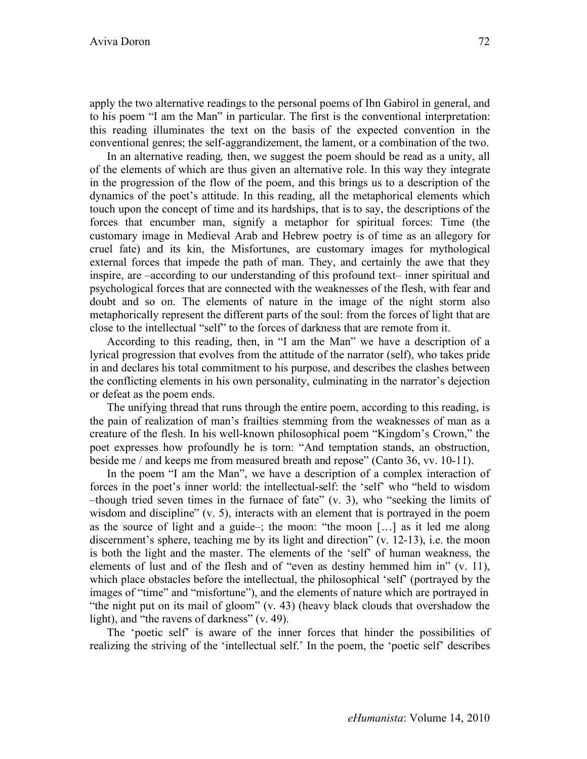apply the two alternative readings to the personal poems of Ibn Gabirol in general, and to his poem "I am the Man" in particular. The first is the conventional interpretation: this reading illuminates the text on the basis of the expected convention in the conventional genres; the self-aggrandizement, the lament, or a combination of the two.

In an alternative reading*,* then, we suggest the poem should be read as a unity, all of the elements of which are thus given an alternative role. In this way they integrate in the progression of the flow of the poem, and this brings us to a description of the dynamics of the poet's attitude. In this reading, all the metaphorical elements which touch upon the concept of time and its hardships, that is to say, the descriptions of the forces that encumber man, signify a metaphor for spiritual forces: Time (the customary image in Medieval Arab and Hebrew poetry is of time as an allegory for cruel fate) and its kin, the Misfortunes, are customary images for mythological external forces that impede the path of man. They, and certainly the awe that they inspire, are –according to our understanding of this profound text– inner spiritual and psychological forces that are connected with the weaknesses of the flesh, with fear and doubt and so on. The elements of nature in the image of the night storm also metaphorically represent the different parts of the soul: from the forces of light that are close to the intellectual "self" to the forces of darkness that are remote from it.

According to this reading, then, in "I am the Man" we have a description of a lyrical progression that evolves from the attitude of the narrator (self), who takes pride in and declares his total commitment to his purpose, and describes the clashes between the conflicting elements in his own personality, culminating in the narrator's dejection or defeat as the poem ends.

The unifying thread that runs through the entire poem, according to this reading, is the pain of realization of man's frailties stemming from the weaknesses of man as a creature of the flesh. In his well-known philosophical poem "Kingdom's Crown," the poet expresses how profoundly he is torn: "And temptation stands, an obstruction, beside me / and keeps me from measured breath and repose" (Canto 36, vv. 10-11).

In the poem "I am the Man", we have a description of a complex interaction of forces in the poet's inner world: the intellectual-self: the 'self' who "held to wisdom –though tried seven times in the furnace of fate" (v. 3), who "seeking the limits of wisdom and discipline" (v. 5), interacts with an element that is portrayed in the poem as the source of light and a guide–; the moon: "the moon […] as it led me along discernment's sphere, teaching me by its light and direction" (v. 12-13), i.e. the moon is both the light and the master. The elements of the 'self' of human weakness, the elements of lust and of the flesh and of "even as destiny hemmed him in" (v. 11), which place obstacles before the intellectual, the philosophical 'self' (portrayed by the images of "time" and "misfortune"), and the elements of nature which are portrayed in "the night put on its mail of gloom" (v. 43) (heavy black clouds that overshadow the light), and "the ravens of darkness" (v. 49).

The 'poetic self' is aware of the inner forces that hinder the possibilities of realizing the striving of the 'intellectual self.' In the poem, the 'poetic self' describes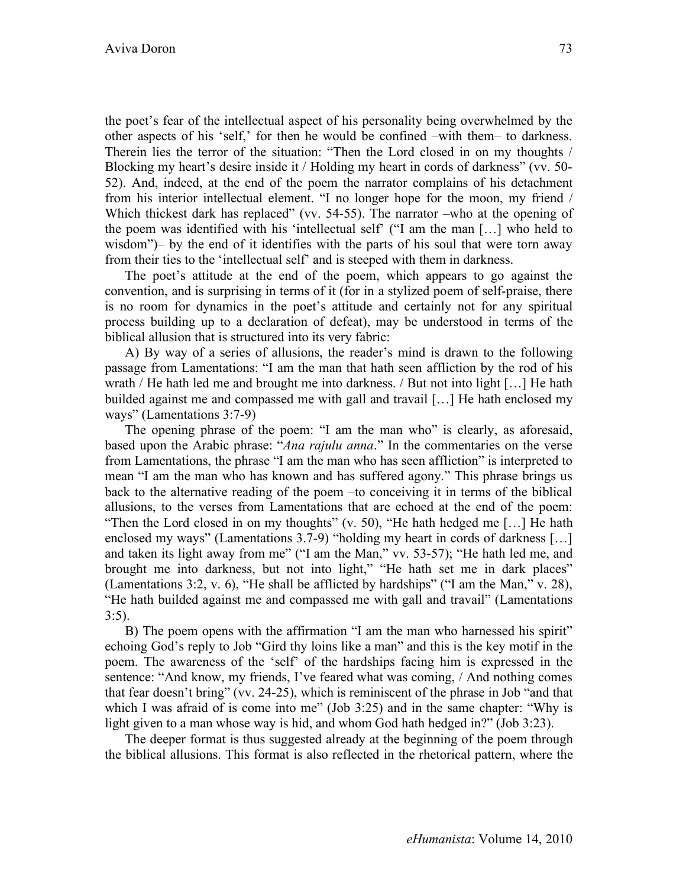the poet's fear of the intellectual aspect of his personality being overwhelmed by the other aspects of his 'self,' for then he would be confined –with them– to darkness. Therein lies the terror of the situation: "Then the Lord closed in on my thoughts / Blocking my heart's desire inside it / Holding my heart in cords of darkness" (vv. 50-52). And, indeed, at the end of the poem the narrator complains of his detachment from his interior intellectual element. "I no longer hope for the moon, my friend / Which thickest dark has replaced" (vv. 54-55). The narrator –who at the opening of the poem was identified with his 'intellectual self' ("I am the man […] who held to wisdom")– by the end of it identifies with the parts of his soul that were torn away from their ties to the 'intellectual self' and is steeped with them in darkness.

The poet's attitude at the end of the poem, which appears to go against the convention, and is surprising in terms of it (for in a stylized poem of self-praise, there is no room for dynamics in the poet's attitude and certainly not for any spiritual process building up to a declaration of defeat), may be understood in terms of the biblical allusion that is structured into its very fabric:

A) By way of a series of allusions, the reader's mind is drawn to the following passage from Lamentations: "I am the man that hath seen affliction by the rod of his wrath / He hath led me and brought me into darkness. / But not into light […] He hath builded against me and compassed me with gall and travail […] He hath enclosed my ways" (Lamentations 3:7-9)

The opening phrase of the poem: "I am the man who" is clearly, as aforesaid, based upon the Arabic phrase: "*Ana rajulu anna*." In the commentaries on the verse from Lamentations, the phrase "I am the man who has seen affliction" is interpreted to mean "I am the man who has known and has suffered agony." This phrase brings us back to the alternative reading of the poem –to conceiving it in terms of the biblical allusions, to the verses from Lamentations that are echoed at the end of the poem: "Then the Lord closed in on my thoughts" (v. 50), "He hath hedged me […] He hath enclosed my ways" (Lamentations 3.7-9) "holding my heart in cords of darkness […] and taken its light away from me" ("I am the Man," vv. 53-57); "He hath led me, and brought me into darkness, but not into light," "He hath set me in dark places" (Lamentations 3:2, v. 6), "He shall be afflicted by hardships" ("I am the Man," v. 28), "He hath builded against me and compassed me with gall and travail" (Lamentations 3:5).

B) The poem opens with the affirmation "I am the man who harnessed his spirit" echoing God's reply to Job "Gird thy loins like a man" and this is the key motif in the poem. The awareness of the 'self' of the hardships facing him is expressed in the sentence: "And know, my friends, I've feared what was coming, / And nothing comes that fear doesn't bring" (vv. 24-25), which is reminiscent of the phrase in Job "and that which I was afraid of is come into me" (Job 3:25) and in the same chapter: "Why is light given to a man whose way is hid, and whom God hath hedged in?" (Job 3:23).

The deeper format is thus suggested already at the beginning of the poem through the biblical allusions. This format is also reflected in the rhetorical pattern, where the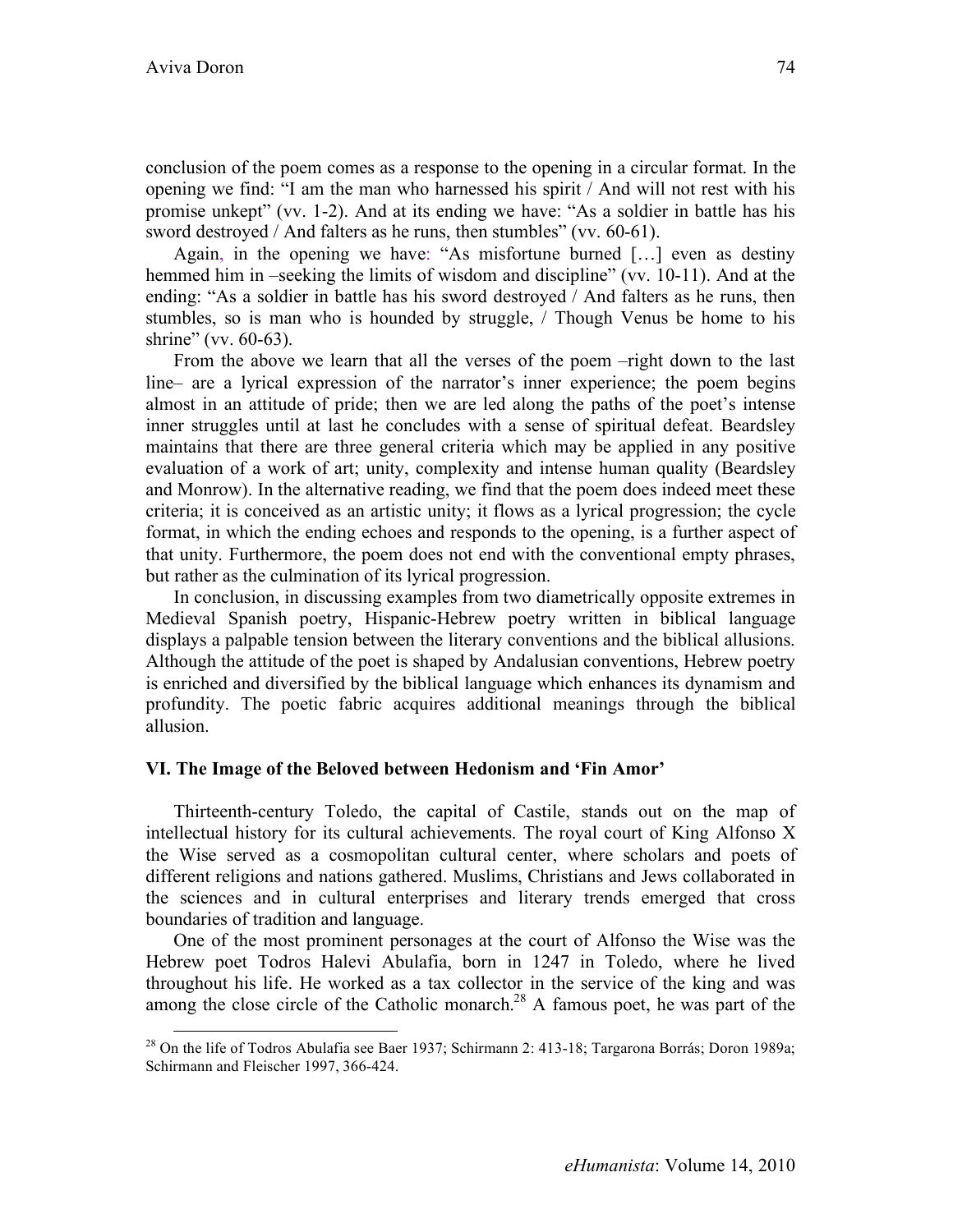conclusion of the poem comes as a response to the opening in a circular format. In the opening we find: "I am the man who harnessed his spirit / And will not rest with his promise unkept" (vv. 1-2). And at its ending we have: "As a soldier in battle has his sword destroyed / And falters as he runs, then stumbles" (vv. 60-61).

Again, in the opening we have: "As misfortune burned […] even as destiny hemmed him in –seeking the limits of wisdom and discipline" (vv. 10-11). And at the ending: "As a soldier in battle has his sword destroyed / And falters as he runs, then stumbles, so is man who is hounded by struggle, / Though Venus be home to his shrine" (vv. 60-63).

From the above we learn that all the verses of the poem –right down to the last line– are a lyrical expression of the narrator's inner experience; the poem begins almost in an attitude of pride; then we are led along the paths of the poet's intense inner struggles until at last he concludes with a sense of spiritual defeat. Beardsley maintains that there are three general criteria which may be applied in any positive evaluation of a work of art; unity, complexity and intense human quality (Beardsley and Monrow). In the alternative reading, we find that the poem does indeed meet these criteria; it is conceived as an artistic unity; it flows as a lyrical progression; the cycle format, in which the ending echoes and responds to the opening, is a further aspect of that unity. Furthermore, the poem does not end with the conventional empty phrases, but rather as the culmination of its lyrical progression.

In conclusion, in discussing examples from two diametrically opposite extremes in Medieval Spanish poetry, Hispanic-Hebrew poetry written in biblical language displays a palpable tension between the literary conventions and the biblical allusions. Although the attitude of the poet is shaped by Andalusian conventions, Hebrew poetry is enriched and diversified by the biblical language which enhances its dynamism and profundity. The poetic fabric acquires additional meanings through the biblical allusion.

### VI. The Image of the Beloved between Hedonism and 'Fin Amor'

Thirteenth-century Toledo, the capital of Castile, stands out on the map of intellectual history for its cultural achievements. The royal court of King Alfonso X the Wise served as a cosmopolitan cultural center, where scholars and poets of different religions and nations gathered. Muslims, Christians and Jews collaborated in the sciences and in cultural enterprises and literary trends emerged that cross boundaries of tradition and language.

One of the most prominent personages at the court of Alfonso the Wise was the Hebrew poet Todros Halevi Abulafia, born in 1247 in Toledo, where he lived throughout his life. He worked as a tax collector in the service of the king and was among the close circle of the Catholic monarch.[28] A famous poet, he was part of the

[28] On the life of Todros Abulafia see Baer 1937; Schirmann 2: 413-18; Targarona Borrás; Doron 1989a; Schirmann and Fleischer 1997, 366-424.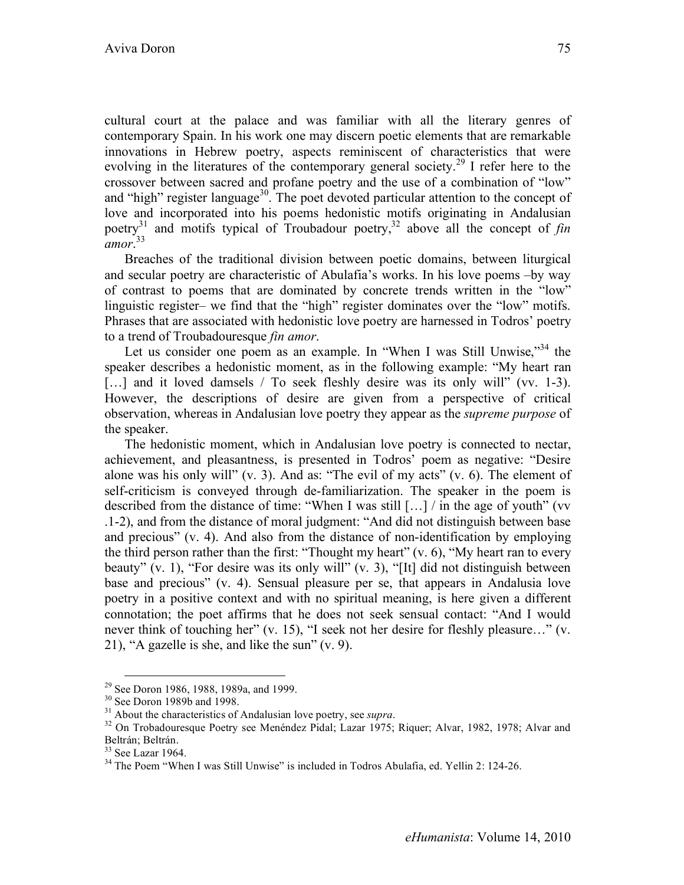cultural court at the palace and was familiar with all the literary genres of contemporary Spain. In his work one may discern poetic elements that are remarkable innovations in Hebrew poetry, aspects reminiscent of characteristics that were evolving in the literatures of the contemporary general society.[29] I refer here to the crossover between sacred and profane poetry and the use of a combination of "low" and "high" register language[30]. The poet devoted particular attention to the concept of love and incorporated into his poems hedonistic motifs originating in Andalusian poetry[31] and motifs typical of Troubadour poetry,[32] above all the concept of *fin amor*.[33]

Breaches of the traditional division between poetic domains, between liturgical and secular poetry are characteristic of Abulafia's works. In his love poems –by way of contrast to poems that are dominated by concrete trends written in the "low" linguistic register– we find that the "high" register dominates over the "low" motifs. Phrases that are associated with hedonistic love poetry are harnessed in Todros' poetry to a trend of Troubadouresque *fin amor*.

Let us consider one poem as an example. In "When I was Still Unwise,"[34] the speaker describes a hedonistic moment, as in the following example: "My heart ran […] and it loved damsels / To seek fleshly desire was its only will" (vv. 1-3). However, the descriptions of desire are given from a perspective of critical observation, whereas in Andalusian love poetry they appear as the *supreme purpose* of the speaker.

The hedonistic moment, which in Andalusian love poetry is connected to nectar, achievement, and pleasantness, is presented in Todros' poem as negative: "Desire alone was his only will" (v. 3). And as: "The evil of my acts" (v. 6). The element of self-criticism is conveyed through de-familiarization. The speaker in the poem is described from the distance of time: "When I was still […] / in the age of youth" (vv .1-2), and from the distance of moral judgment: "And did not distinguish between base and precious" (v. 4). And also from the distance of non-identification by employing the third person rather than the first: "Thought my heart" (v. 6), "My heart ran to every beauty" (v. 1), "For desire was its only will" (v. 3), "[It] did not distinguish between base and precious" (v. 4). Sensual pleasure per se, that appears in Andalusia love poetry in a positive context and with no spiritual meaning, is here given a different connotation; the poet affirms that he does not seek sensual contact: "And I would never think of touching her" (v. 15), "I seek not her desire for fleshly pleasure…" (v. 21), "A gazelle is she, and like the sun" (v. 9).

---

[29] See Doron 1986, 1988, 1989a, and 1999.

[30] See Doron 1989b and 1998.

[31] About the characteristics of Andalusian love poetry, see *supra*.

[32] On Trobadouresque Poetry see Menéndez Pidal; Lazar 1975; Riquer; Alvar, 1982, 1978; Alvar and Beltrán; Beltrán.

[33] See Lazar 1964.

[34] The Poem "When I was Still Unwise" is included in Todros Abulafia, ed. Yellin 2: 124-26.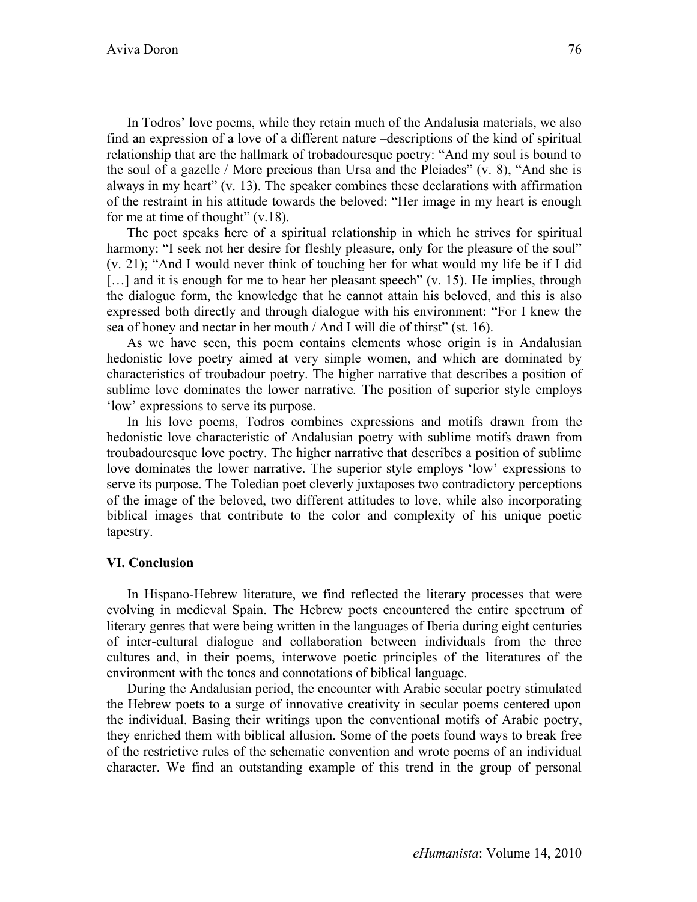In Todros' love poems, while they retain much of the Andalusia materials, we also find an expression of a love of a different nature –descriptions of the kind of spiritual relationship that are the hallmark of trobadouresque poetry: "And my soul is bound to the soul of a gazelle / More precious than Ursa and the Pleiades" (v. 8), "And she is always in my heart" (v. 13). The speaker combines these declarations with affirmation of the restraint in his attitude towards the beloved: "Her image in my heart is enough for me at time of thought" (v.18).

The poet speaks here of a spiritual relationship in which he strives for spiritual harmony: "I seek not her desire for fleshly pleasure, only for the pleasure of the soul" (v. 21); "And I would never think of touching her for what would my life be if I did […] and it is enough for me to hear her pleasant speech" (v. 15). He implies, through the dialogue form, the knowledge that he cannot attain his beloved, and this is also expressed both directly and through dialogue with his environment: "For I knew the sea of honey and nectar in her mouth / And I will die of thirst" (st. 16).

As we have seen, this poem contains elements whose origin is in Andalusian hedonistic love poetry aimed at very simple women, and which are dominated by characteristics of troubadour poetry. The higher narrative that describes a position of sublime love dominates the lower narrative. The position of superior style employs 'low' expressions to serve its purpose.

In his love poems, Todros combines expressions and motifs drawn from the hedonistic love characteristic of Andalusian poetry with sublime motifs drawn from troubadouresque love poetry. The higher narrative that describes a position of sublime love dominates the lower narrative. The superior style employs 'low' expressions to serve its purpose. The Toledian poet cleverly juxtaposes two contradictory perceptions of the image of the beloved, two different attitudes to love, while also incorporating biblical images that contribute to the color and complexity of his unique poetic tapestry.

### VI. Conclusion

In Hispano-Hebrew literature, we find reflected the literary processes that were evolving in medieval Spain. The Hebrew poets encountered the entire spectrum of literary genres that were being written in the languages of Iberia during eight centuries of inter-cultural dialogue and collaboration between individuals from the three cultures and, in their poems, interwove poetic principles of the literatures of the environment with the tones and connotations of biblical language.

During the Andalusian period, the encounter with Arabic secular poetry stimulated the Hebrew poets to a surge of innovative creativity in secular poems centered upon the individual. Basing their writings upon the conventional motifs of Arabic poetry, they enriched them with biblical allusion. Some of the poets found ways to break free of the restrictive rules of the schematic convention and wrote poems of an individual character. We find an outstanding example of this trend in the group of personal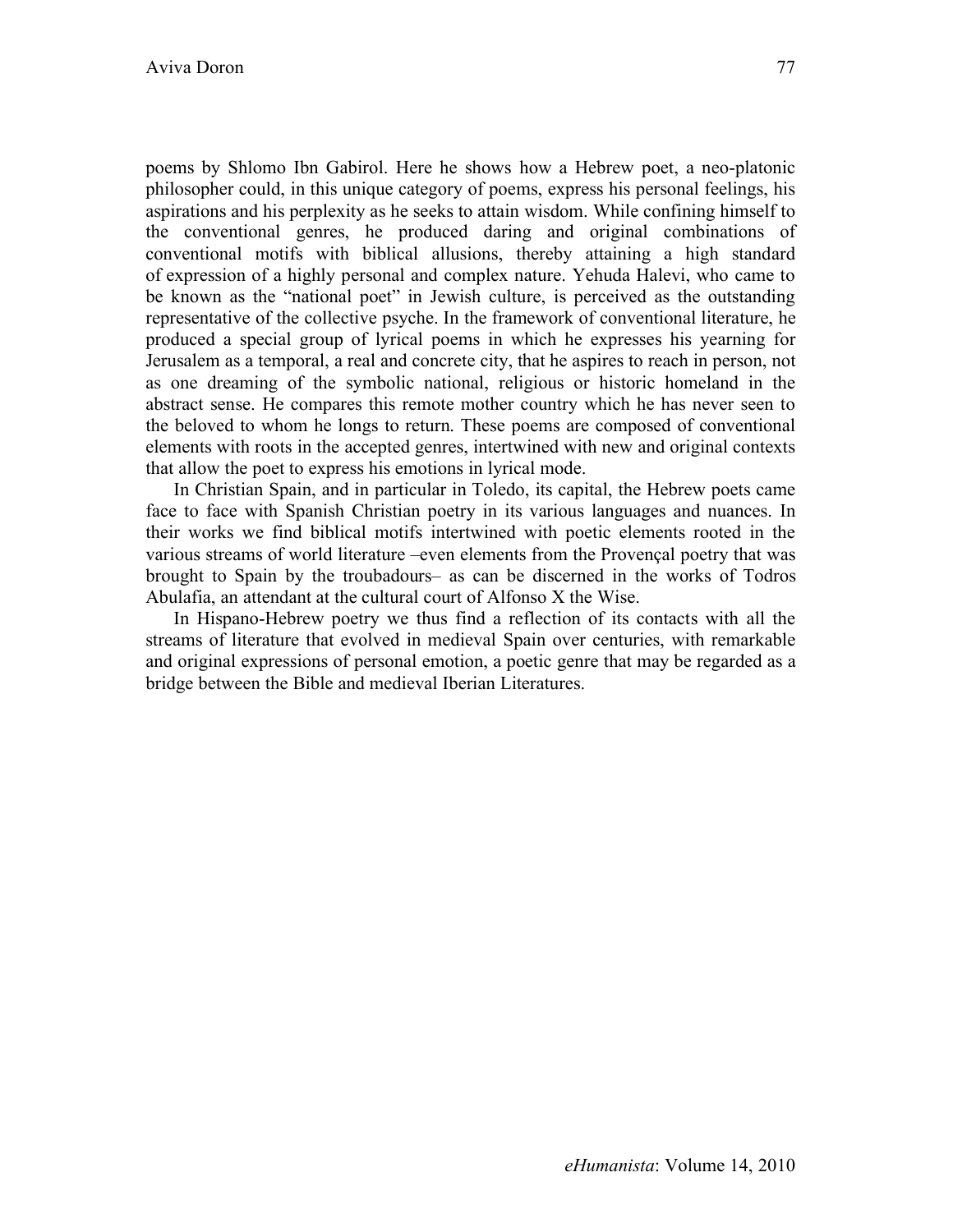poems by Shlomo Ibn Gabirol. Here he shows how a Hebrew poet, a neo-platonic philosopher could, in this unique category of poems, express his personal feelings, his aspirations and his perplexity as he seeks to attain wisdom. While confining himself to the conventional genres, he produced daring and original combinations of conventional motifs with biblical allusions, thereby attaining a high standard of expression of a highly personal and complex nature. Yehuda Halevi, who came to be known as the "national poet" in Jewish culture, is perceived as the outstanding representative of the collective psyche. In the framework of conventional literature, he produced a special group of lyrical poems in which he expresses his yearning for Jerusalem as a temporal, a real and concrete city, that he aspires to reach in person, not as one dreaming of the symbolic national, religious or historic homeland in the abstract sense. He compares this remote mother country which he has never seen to the beloved to whom he longs to return. These poems are composed of conventional elements with roots in the accepted genres, intertwined with new and original contexts that allow the poet to express his emotions in lyrical mode.

In Christian Spain, and in particular in Toledo, its capital, the Hebrew poets came face to face with Spanish Christian poetry in its various languages and nuances. In their works we find biblical motifs intertwined with poetic elements rooted in the various streams of world literature –even elements from the Provençal poetry that was brought to Spain by the troubadours– as can be discerned in the works of Todros Abulafia, an attendant at the cultural court of Alfonso X the Wise.

In Hispano-Hebrew poetry we thus find a reflection of its contacts with all the streams of literature that evolved in medieval Spain over centuries, with remarkable and original expressions of personal emotion, a poetic genre that may be regarded as a bridge between the Bible and medieval Iberian Literatures.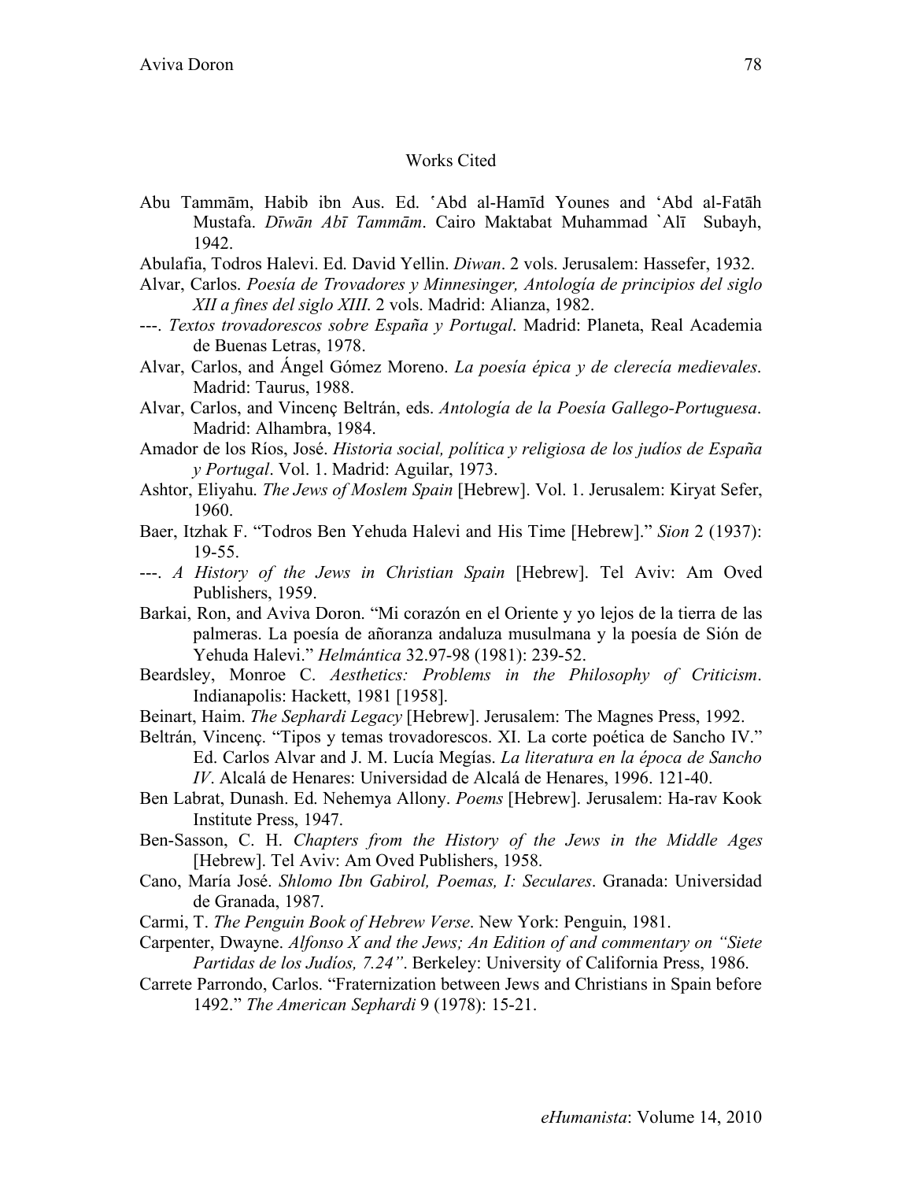## Works Cited

Abu Tammām, Habib ibn Aus. Ed. ʿAbd al-Hamīd Younes and ʿAbd al-Fatāh Mustafa. *Dīwān Abī Tammām*. Cairo Maktabat Muhammad `Alī Subayh, 1942.

Abulafia, Todros Halevi. Ed. David Yellin. *Diwan*. 2 vols. Jerusalem: Hassefer, 1932.

Alvar, Carlos. *Poesía de Trovadores y Minnesinger, Antología de principios del siglo XII a fines del siglo XIII*. 2 vols. Madrid: Alianza, 1982.

---. *Textos trovadorescos sobre España y Portugal*. Madrid: Planeta, Real Academia de Buenas Letras, 1978.

Alvar, Carlos, and Ángel Gómez Moreno. *La poesía épica y de clerecía medievales*. Madrid: Taurus, 1988.

Alvar, Carlos, and Vincenç Beltrán, eds. *Antología de la Poesía Gallego-Portuguesa*. Madrid: Alhambra, 1984.

Amador de los Ríos, José. *Historia social, política y religiosa de los judíos de España y Portugal*. Vol. 1. Madrid: Aguilar, 1973.

Ashtor, Eliyahu. *The Jews of Moslem Spain* [Hebrew]. Vol. 1. Jerusalem: Kiryat Sefer, 1960.

Baer, Itzhak F. "Todros Ben Yehuda Halevi and His Time [Hebrew]." *Sion* 2 (1937): 19-55.

---. *A History of the Jews in Christian Spain* [Hebrew]. Tel Aviv: Am Oved Publishers, 1959.

Barkai, Ron, and Aviva Doron. "Mi corazón en el Oriente y yo lejos de la tierra de las palmeras. La poesía de añoranza andaluza musulmana y la poesía de Sión de Yehuda Halevi." *Helmántica* 32.97-98 (1981): 239-52.

Beardsley, Monroe C. *Aesthetics: Problems in the Philosophy of Criticism*. Indianapolis: Hackett, 1981 [1958].

Beinart, Haim. *The Sephardi Legacy* [Hebrew]. Jerusalem: The Magnes Press, 1992.

Beltrán, Vincenç. "Tipos y temas trovadorescos. XI. La corte poética de Sancho IV." Ed. Carlos Alvar and J. M. Lucía Megías. *La literatura en la época de Sancho IV*. Alcalá de Henares: Universidad de Alcalá de Henares, 1996. 121-40.

Ben Labrat, Dunash. Ed. Nehemya Allony. *Poems* [Hebrew]. Jerusalem: Ha-rav Kook Institute Press, 1947.

Ben-Sasson, C. H. *Chapters from the History of the Jews in the Middle Ages* [Hebrew]. Tel Aviv: Am Oved Publishers, 1958.

Cano, María José. *Shlomo Ibn Gabirol, Poemas, I: Seculares*. Granada: Universidad de Granada, 1987.

Carmi, T. *The Penguin Book of Hebrew Verse*. New York: Penguin, 1981.

Carpenter, Dwayne. *Alfonso X and the Jews; An Edition of and commentary on "Siete Partidas de los Judíos, 7.24"*. Berkeley: University of California Press, 1986.

Carrete Parrondo, Carlos. "Fraternization between Jews and Christians in Spain before 1492." *The American Sephardi* 9 (1978): 15-21.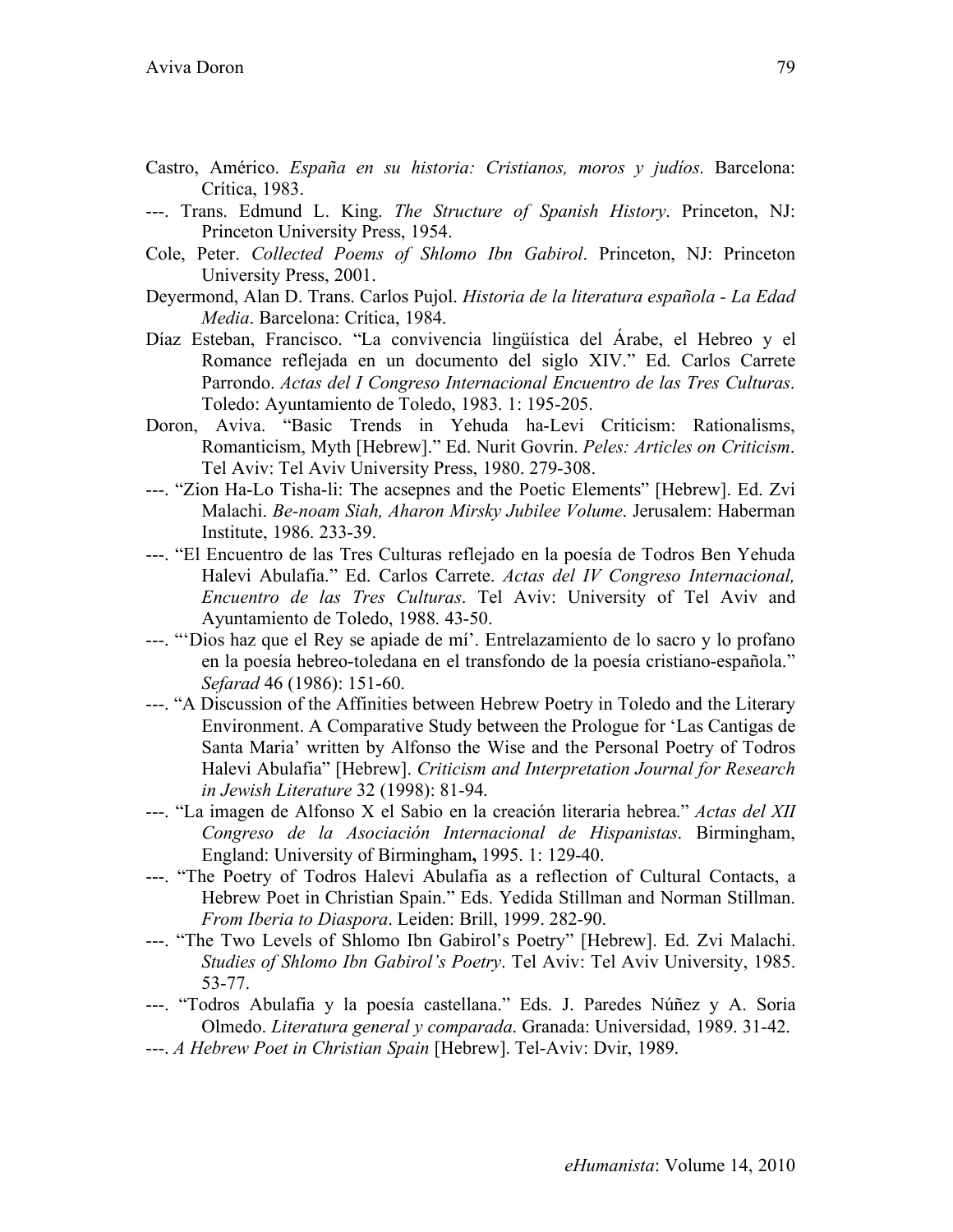Castro, Américo. *España en su historia: Cristianos, moros y judíos*. Barcelona: Crítica, 1983.

---. Trans. Edmund L. King. *The Structure of Spanish History*. Princeton, NJ: Princeton University Press, 1954.

Cole, Peter. *Collected Poems of Shlomo Ibn Gabirol*. Princeton, NJ: Princeton University Press, 2001.

Deyermond, Alan D. Trans. Carlos Pujol. *Historia de la literatura española - La Edad Media*. Barcelona: Crítica, 1984.

Díaz Esteban, Francisco. "La convivencia lingüística del Árabe, el Hebreo y el Romance reflejada en un documento del siglo XIV." Ed. Carlos Carrete Parrondo. *Actas del I Congreso Internacional Encuentro de las Tres Culturas*. Toledo: Ayuntamiento de Toledo, 1983. 1: 195-205.

Doron, Aviva. "Basic Trends in Yehuda ha-Levi Criticism: Rationalisms, Romanticism, Myth [Hebrew]." Ed. Nurit Govrin. *Peles: Articles on Criticism*. Tel Aviv: Tel Aviv University Press, 1980. 279-308.

---. "Zion Ha-Lo Tisha-li: The acsepnes and the Poetic Elements" [Hebrew]. Ed. Zvi Malachi. *Be-noam Siah, Aharon Mirsky Jubilee Volume*. Jerusalem: Haberman Institute, 1986. 233-39.

---. "El Encuentro de las Tres Culturas reflejado en la poesía de Todros Ben Yehuda Halevi Abulafia." Ed. Carlos Carrete. *Actas del IV Congreso Internacional, Encuentro de las Tres Culturas*. Tel Aviv: University of Tel Aviv and Ayuntamiento de Toledo, 1988. 43-50.

---. "'Dios haz que el Rey se apiade de mí'. Entrelazamiento de lo sacro y lo profano en la poesía hebreo-toledana en el transfondo de la poesía cristiano-española." *Sefarad* 46 (1986): 151-60.

---. "A Discussion of the Affinities between Hebrew Poetry in Toledo and the Literary Environment. A Comparative Study between the Prologue for 'Las Cantigas de Santa Maria' written by Alfonso the Wise and the Personal Poetry of Todros Halevi Abulafia" [Hebrew]. *Criticism and Interpretation Journal for Research in Jewish Literature* 32 (1998): 81-94.

---. "La imagen de Alfonso X el Sabio en la creación literaria hebrea." *Actas del XII Congreso de la Asociación Internacional de Hispanistas*. Birmingham, England: University of Birmingham**,** 1995. 1: 129-40.

---. "The Poetry of Todros Halevi Abulafia as a reflection of Cultural Contacts, a Hebrew Poet in Christian Spain." Eds. Yedida Stillman and Norman Stillman. *From Iberia to Diaspora*. Leiden: Brill, 1999. 282-90.

---. "The Two Levels of Shlomo Ibn Gabirol's Poetry" [Hebrew]. Ed. Zvi Malachi. *Studies of Shlomo Ibn Gabirol's Poetry*. Tel Aviv: Tel Aviv University, 1985. 53-77.

---. "Todros Abulafia y la poesía castellana." Eds. J. Paredes Núñez y A. Soria Olmedo. *Literatura general y comparada*. Granada: Universidad, 1989. 31-42.

---. *A Hebrew Poet in Christian Spain* [Hebrew]. Tel-Aviv: Dvir, 1989.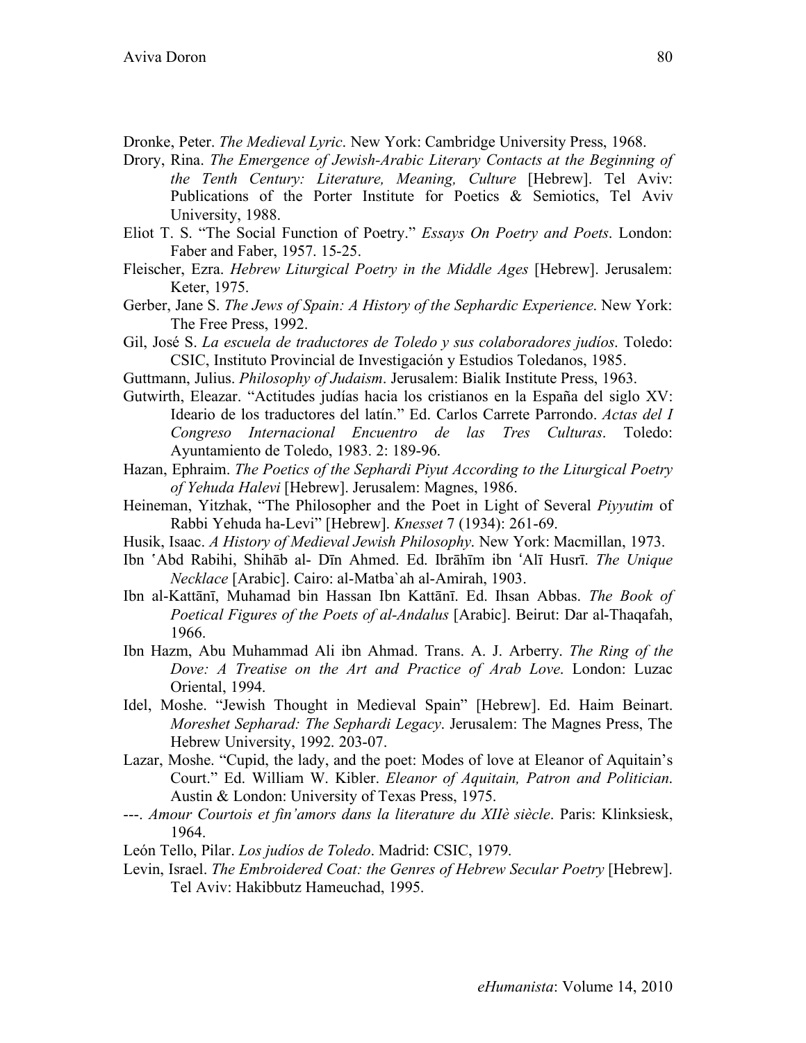Dronke, Peter. *The Medieval Lyric*. New York: Cambridge University Press, 1968.

Drory, Rina. *The Emergence of Jewish-Arabic Literary Contacts at the Beginning of the Tenth Century: Literature, Meaning, Culture* [Hebrew]. Tel Aviv: Publications of the Porter Institute for Poetics & Semiotics, Tel Aviv University, 1988.

Eliot T. S. "The Social Function of Poetry." *Essays On Poetry and Poets*. London: Faber and Faber, 1957. 15-25.

Fleischer, Ezra. *Hebrew Liturgical Poetry in the Middle Ages* [Hebrew]. Jerusalem: Keter, 1975.

Gerber, Jane S. *The Jews of Spain: A History of the Sephardic Experience*. New York: The Free Press, 1992.

Gil, José S. *La escuela de traductores de Toledo y sus colaboradores judíos*. Toledo: CSIC, Instituto Provincial de Investigación y Estudios Toledanos, 1985.

Guttmann, Julius. *Philosophy of Judaism*. Jerusalem: Bialik Institute Press, 1963.

Gutwirth, Eleazar. "Actitudes judías hacia los cristianos en la España del siglo XV: Ideario de los traductores del latín." Ed. Carlos Carrete Parrondo. *Actas del I Congreso Internacional Encuentro de las Tres Culturas*. Toledo: Ayuntamiento de Toledo, 1983. 2: 189-96.

Hazan, Ephraim. *The Poetics of the Sephardi Piyut According to the Liturgical Poetry of Yehuda Halevi* [Hebrew]. Jerusalem: Magnes, 1986.

Heineman, Yitzhak, "The Philosopher and the Poet in Light of Several *Piyyutim* of Rabbi Yehuda ha-Levi" [Hebrew]. *Knesset* 7 (1934): 261-69.

Husik, Isaac. *A History of Medieval Jewish Philosophy*. New York: Macmillan, 1973.

Ibn ʿAbd Rabihi, Shihāb al- Dīn Ahmed. Ed. Ibrāhīm ibn ʿAlī Husrī. *The Unique Necklace* [Arabic]. Cairo: al-Matba`ah al-Amirah, 1903.

Ibn al-Kattānī, Muhamad bin Hassan Ibn Kattānī. Ed. Ihsan Abbas. *The Book of Poetical Figures of the Poets of al-Andalus* [Arabic]. Beirut: Dar al-Thaqafah, 1966.

Ibn Hazm, Abu Muhammad Ali ibn Ahmad. Trans. A. J. Arberry. *The Ring of the Dove: A Treatise on the Art and Practice of Arab Love*. London: Luzac Oriental, 1994.

Idel, Moshe. "Jewish Thought in Medieval Spain" [Hebrew]. Ed. Haim Beinart. *Moreshet Sepharad: The Sephardi Legacy*. Jerusalem: The Magnes Press, The Hebrew University, 1992. 203-07.

Lazar, Moshe. "Cupid, the lady, and the poet: Modes of love at Eleanor of Aquitain's Court." Ed. William W. Kibler. *Eleanor of Aquitain, Patron and Politician*. Austin & London: University of Texas Press, 1975.

---. *Amour Courtois et fin'amors dans la literature du XIIè siècle*. Paris: Klinksiesk, 1964.

León Tello, Pilar. *Los judíos de Toledo*. Madrid: CSIC, 1979.

Levin, Israel. *The Embroidered Coat: the Genres of Hebrew Secular Poetry* [Hebrew]. Tel Aviv: Hakibbutz Hameuchad, 1995.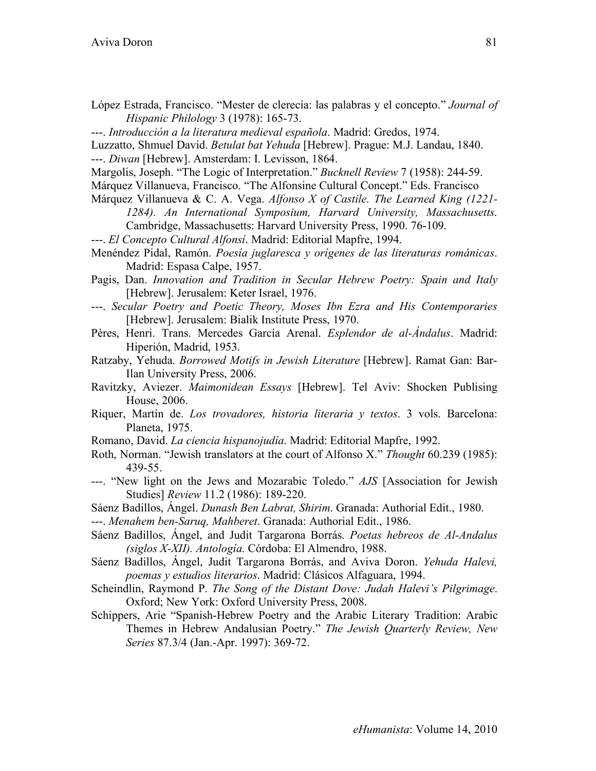López Estrada, Francisco. "Mester de clerecía: las palabras y el concepto." *Journal of Hispanic Philology* 3 (1978): 165-73.

---. *Introducción a la literatura medieval española*. Madrid: Gredos, 1974.

Luzzatto, Shmuel David. *Betulat bat Yehuda* [Hebrew]. Prague: M.J. Landau, 1840.

---. *Diwan* [Hebrew]. Amsterdam: I. Levisson, 1864.

Margolis, Joseph. "The Logic of Interpretation." *Bucknell Review* 7 (1958): 244-59.

Márquez Villanueva, Francisco. "The Alfonsine Cultural Concept." Eds. Francisco Márquez Villanueva & C. A. Vega. *Alfonso X of Castile. The Learned King (1221-1284). An International Symposium, Harvard University, Massachusetts*. Cambridge, Massachusetts: Harvard University Press, 1990. 76-109.

---. *El Concepto Cultural Alfonsí*. Madrid: Editorial Mapfre, 1994.

Menéndez Pidal, Ramón. *Poesía juglaresca y orígenes de las literaturas románicas*. Madrid: Espasa Calpe, 1957.

Pagis, Dan. *Innovation and Tradition in Secular Hebrew Poetry: Spain and Italy* [Hebrew]. Jerusalem: Keter Israel, 1976.

---. *Secular Poetry and Poetic Theory, Moses Ibn Ezra and His Contemporaries* [Hebrew]. Jerusalem: Bialik Institute Press, 1970.

Pères, Henri. Trans. Mercedes García Arenal. *Esplendor de al-Ándalus*. Madrid: Hiperión, Madrid, 1953.

Ratzaby, Yehuda. *Borrowed Motifs in Jewish Literature* [Hebrew]. Ramat Gan: Bar-Ilan University Press, 2006.

Ravitzky, Aviezer. *Maimonidean Essays* [Hebrew]. Tel Aviv: Shocken Publising House, 2006.

Riquer, Martín de. *Los trovadores, historia literaria y textos*. 3 vols. Barcelona: Planeta, 1975.

Romano, David. *La ciencia hispanojudía*. Madrid: Editorial Mapfre, 1992.

Roth, Norman. "Jewish translators at the court of Alfonso X." *Thought* 60.239 (1985): 439-55.

---. "New light on the Jews and Mozarabic Toledo." *AJS* [Association for Jewish Studies] *Review* 11.2 (1986): 189-220.

Sáenz Badillos, Ángel. *Dunash Ben Labrat, Shirim*. Granada: Authorial Edit., 1980.

---. *Menahem ben-Saruq, Mahberet*. Granada: Authorial Edit., 1986.

Sáenz Badillos, Ángel, and Judit Targarona Borrás. *Poetas hebreos de Al-Andalus (siglos X-XII). Antología*. Córdoba: El Almendro, 1988.

Sáenz Badillos, Ángel, Judit Targarona Borrás, and Aviva Doron. *Yehuda Halevi, poemas y estudios literarios*. Madrid: Clásicos Alfaguara, 1994.

Scheindlin, Raymond P. *The Song of the Distant Dove: Judah Halevi's Pilgrimage*. Oxford; New York: Oxford University Press, 2008.

Schippers, Arie "Spanish-Hebrew Poetry and the Arabic Literary Tradition: Arabic Themes in Hebrew Andalusian Poetry." *The Jewish Quarterly Review, New Series* 87.3/4 (Jan.-Apr. 1997): 369-72.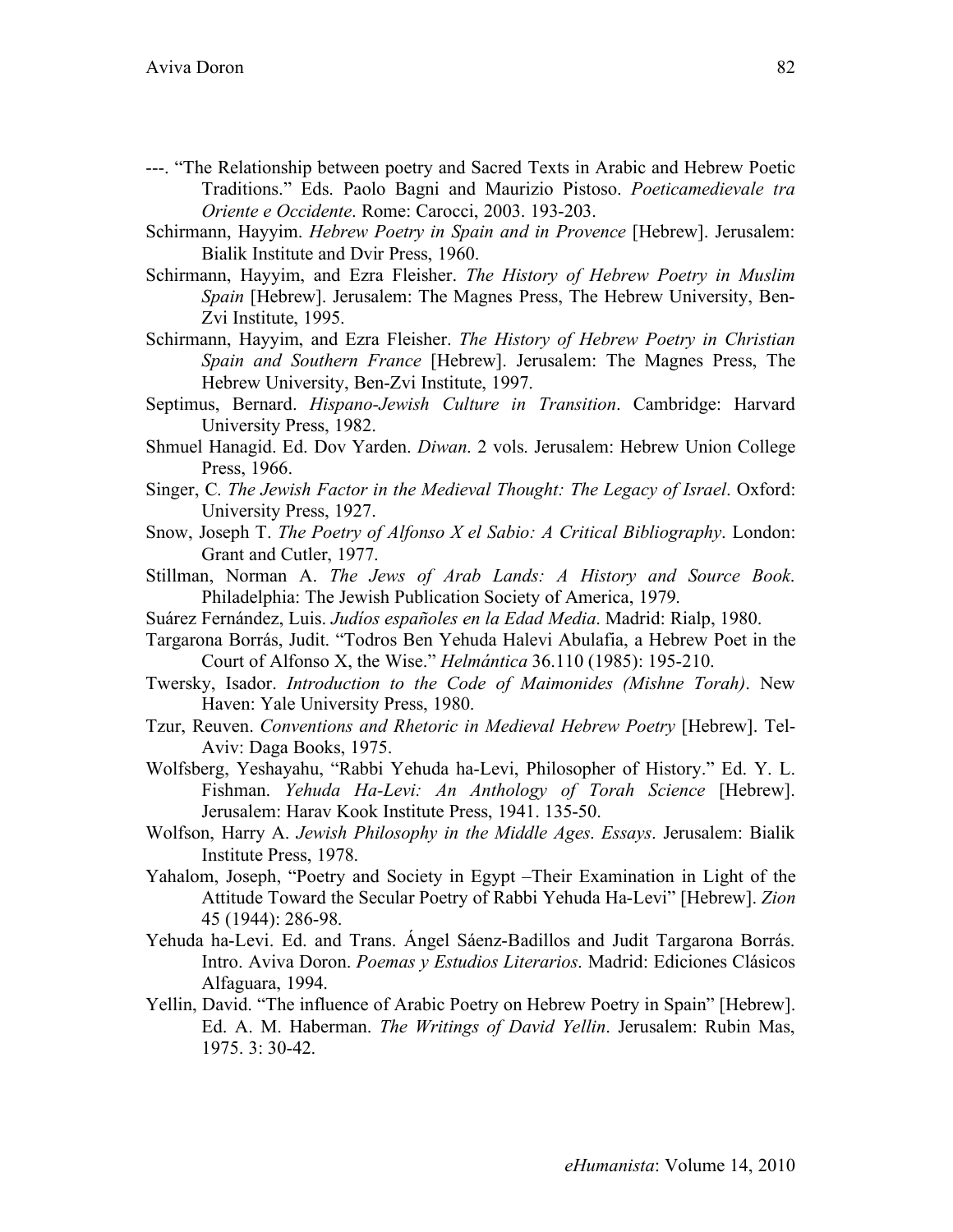---. "The Relationship between poetry and Sacred Texts in Arabic and Hebrew Poetic Traditions." Eds. Paolo Bagni and Maurizio Pistoso. *Poeticamedievale tra Oriente e Occidente*. Rome: Carocci, 2003. 193-203.

Schirmann, Hayyim. *Hebrew Poetry in Spain and in Provence* [Hebrew]. Jerusalem: Bialik Institute and Dvir Press, 1960.

Schirmann, Hayyim, and Ezra Fleisher. *The History of Hebrew Poetry in Muslim Spain* [Hebrew]. Jerusalem: The Magnes Press, The Hebrew University, Ben-Zvi Institute, 1995.

Schirmann, Hayyim, and Ezra Fleisher. *The History of Hebrew Poetry in Christian Spain and Southern France* [Hebrew]. Jerusalem: The Magnes Press, The Hebrew University, Ben-Zvi Institute, 1997.

Septimus, Bernard. *Hispano-Jewish Culture in Transition*. Cambridge: Harvard University Press, 1982.

Shmuel Hanagid. Ed. Dov Yarden. *Diwan*. 2 vols. Jerusalem: Hebrew Union College Press, 1966.

Singer, C. *The Jewish Factor in the Medieval Thought: The Legacy of Israel*. Oxford: University Press, 1927.

Snow, Joseph T. *The Poetry of Alfonso X el Sabio: A Critical Bibliography*. London: Grant and Cutler, 1977.

Stillman, Norman A. *The Jews of Arab Lands: A History and Source Book*. Philadelphia: The Jewish Publication Society of America, 1979.

Suárez Fernández, Luis. *Judíos españoles en la Edad Media*. Madrid: Rialp, 1980.

Targarona Borrás, Judit. "Todros Ben Yehuda Halevi Abulafia, a Hebrew Poet in the Court of Alfonso X, the Wise." *Helmántica* 36.110 (1985): 195-210.

Twersky, Isador. *Introduction to the Code of Maimonides (Mishne Torah)*. New Haven: Yale University Press, 1980.

Tzur, Reuven. *Conventions and Rhetoric in Medieval Hebrew Poetry* [Hebrew]. Tel-Aviv: Daga Books, 1975.

Wolfsberg, Yeshayahu, "Rabbi Yehuda ha-Levi, Philosopher of History." Ed. Y. L. Fishman. *Yehuda Ha-Levi: An Anthology of Torah Science* [Hebrew]. Jerusalem: Harav Kook Institute Press, 1941. 135-50.

Wolfson, Harry A. *Jewish Philosophy in the Middle Ages. Essays*. Jerusalem: Bialik Institute Press, 1978.

Yahalom, Joseph, "Poetry and Society in Egypt –Their Examination in Light of the Attitude Toward the Secular Poetry of Rabbi Yehuda Ha-Levi" [Hebrew]. *Zion* 45 (1944): 286-98.

Yehuda ha-Levi. Ed. and Trans. Ángel Sáenz-Badillos and Judit Targarona Borrás. Intro. Aviva Doron. *Poemas y Estudios Literarios*. Madrid: Ediciones Clásicos Alfaguara, 1994.

Yellin, David. "The influence of Arabic Poetry on Hebrew Poetry in Spain" [Hebrew]. Ed. A. M. Haberman. *The Writings of David Yellin*. Jerusalem: Rubin Mas, 1975. 3: 30-42.